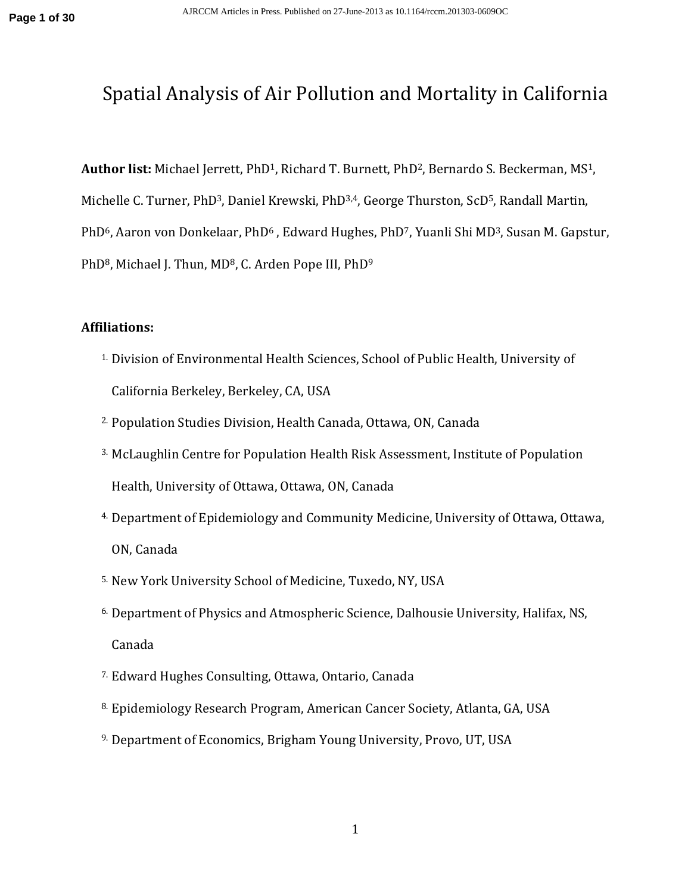# Spatial Analysis of Air Pollution and Mortality in California

**Author list:** Michael Jerrett, PhD[1], Richard T. Burnett, PhD[2], Bernardo S. Beckerman, MS[1], Michelle C. Turner, PhD[3], Daniel Krewski, PhD[3,4], George Thurston, ScD[5], Randall Martin, PhD[6], Aaron von Donkelaar, PhD[6] , Edward Hughes, PhD[7], Yuanli Shi MD[3], Susan M. Gapstur, PhD[8], Michael J. Thun, MD[8], C. Arden Pope III, PhD[9]

**Affiliations:**

1. Division of Environmental Health Sciences, School of Public Health, University of California Berkeley, Berkeley, CA, USA
2. Population Studies Division, Health Canada, Ottawa, ON, Canada
3. McLaughlin Centre for Population Health Risk Assessment, Institute of Population Health, University of Ottawa, Ottawa, ON, Canada
4. Department of Epidemiology and Community Medicine, University of Ottawa, Ottawa, ON, Canada
5. New York University School of Medicine, Tuxedo, NY, USA
6. Department of Physics and Atmospheric Science, Dalhousie University, Halifax, NS, Canada
7. Edward Hughes Consulting, Ottawa, Ontario, Canada
8. Epidemiology Research Program, American Cancer Society, Atlanta, GA, USA
9. Department of Economics, Brigham Young University, Provo, UT, USA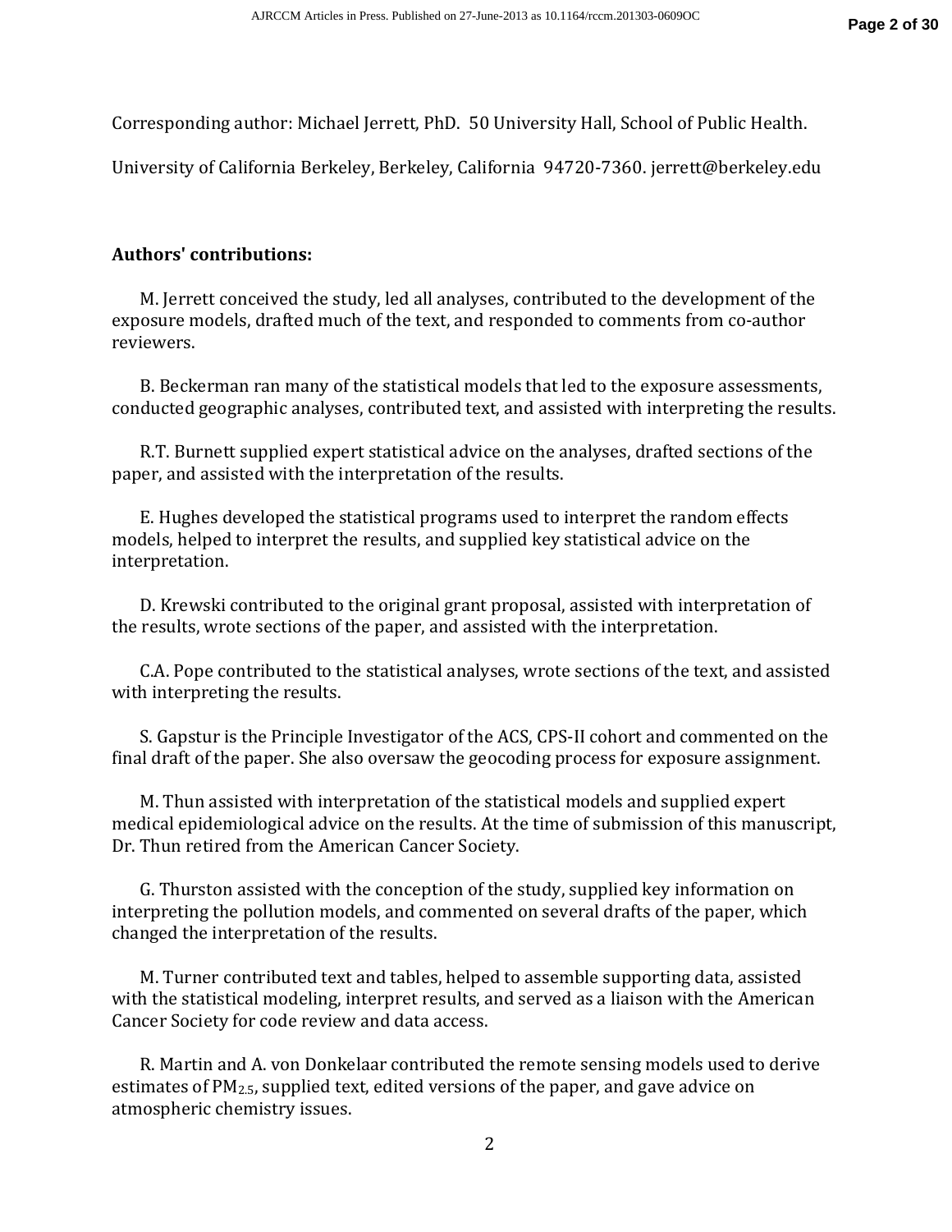Corresponding author: Michael Jerrett, PhD. 50 University Hall, School of Public Health.

University of California Berkeley, Berkeley, California 94720-7360. jerrett@berkeley.edu

**Authors' contributions:**

M. Jerrett conceived the study, led all analyses, contributed to the development of the exposure models, drafted much of the text, and responded to comments from co-author reviewers.

B. Beckerman ran many of the statistical models that led to the exposure assessments, conducted geographic analyses, contributed text, and assisted with interpreting the results.

R.T. Burnett supplied expert statistical advice on the analyses, drafted sections of the paper, and assisted with the interpretation of the results.

E. Hughes developed the statistical programs used to interpret the random effects models, helped to interpret the results, and supplied key statistical advice on the interpretation.

D. Krewski contributed to the original grant proposal, assisted with interpretation of the results, wrote sections of the paper, and assisted with the interpretation.

C.A. Pope contributed to the statistical analyses, wrote sections of the text, and assisted with interpreting the results.

S. Gapstur is the Principle Investigator of the ACS, CPS-II cohort and commented on the final draft of the paper. She also oversaw the geocoding process for exposure assignment.

M. Thun assisted with interpretation of the statistical models and supplied expert medical epidemiological advice on the results. At the time of submission of this manuscript, Dr. Thun retired from the American Cancer Society.

G. Thurston assisted with the conception of the study, supplied key information on interpreting the pollution models, and commented on several drafts of the paper, which changed the interpretation of the results.

M. Turner contributed text and tables, helped to assemble supporting data, assisted with the statistical modeling, interpret results, and served as a liaison with the American Cancer Society for code review and data access.

R. Martin and A. von Donkelaar contributed the remote sensing models used to derive estimates of $PM_{2.5}$, supplied text, edited versions of the paper, and gave advice on atmospheric chemistry issues.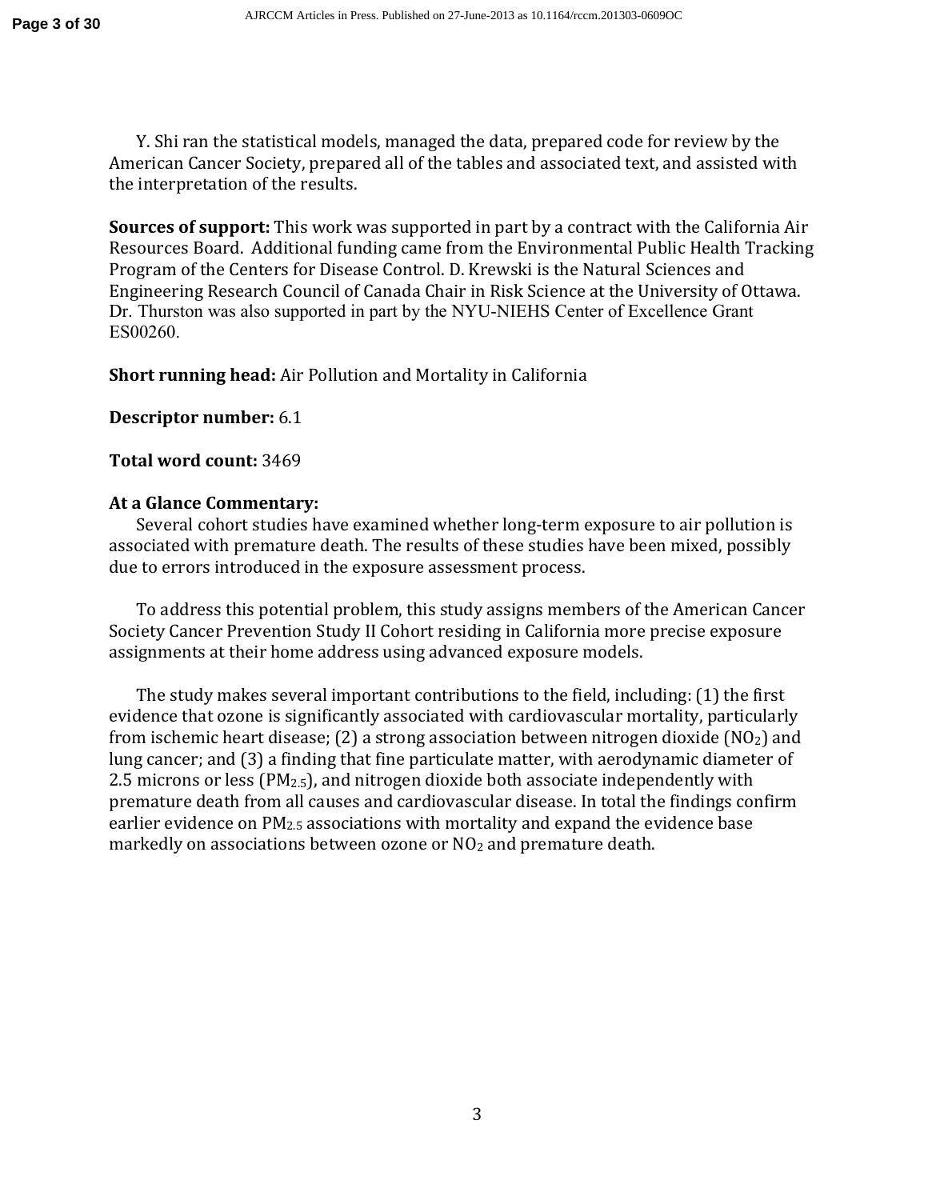Y. Shi ran the statistical models, managed the data, prepared code for review by the American Cancer Society, prepared all of the tables and associated text, and assisted with the interpretation of the results.

**Sources of support:** This work was supported in part by a contract with the California Air Resources Board. Additional funding came from the Environmental Public Health Tracking Program of the Centers for Disease Control. D. Krewski is the Natural Sciences and Engineering Research Council of Canada Chair in Risk Science at the University of Ottawa. Dr. Thurston was also supported in part by the NYU-NIEHS Center of Excellence Grant ES00260.

**Short running head:** Air Pollution and Mortality in California

**Descriptor number:** 6.1

**Total word count:** 3469

**At a Glance Commentary:**

Several cohort studies have examined whether long-term exposure to air pollution is associated with premature death. The results of these studies have been mixed, possibly due to errors introduced in the exposure assessment process.

To address this potential problem, this study assigns members of the American Cancer Society Cancer Prevention Study II Cohort residing in California more precise exposure assignments at their home address using advanced exposure models.

The study makes several important contributions to the field, including: (1) the first evidence that ozone is significantly associated with cardiovascular mortality, particularly from ischemic heart disease; (2) a strong association between nitrogen dioxide ($NO_2$) and lung cancer; and (3) a finding that fine particulate matter, with aerodynamic diameter of 2.5 microns or less ($PM_{2.5}$), and nitrogen dioxide both associate independently with premature death from all causes and cardiovascular disease. In total the findings confirm earlier evidence on $PM_{2.5}$ associations with mortality and expand the evidence base markedly on associations between ozone or $NO_2$ and premature death.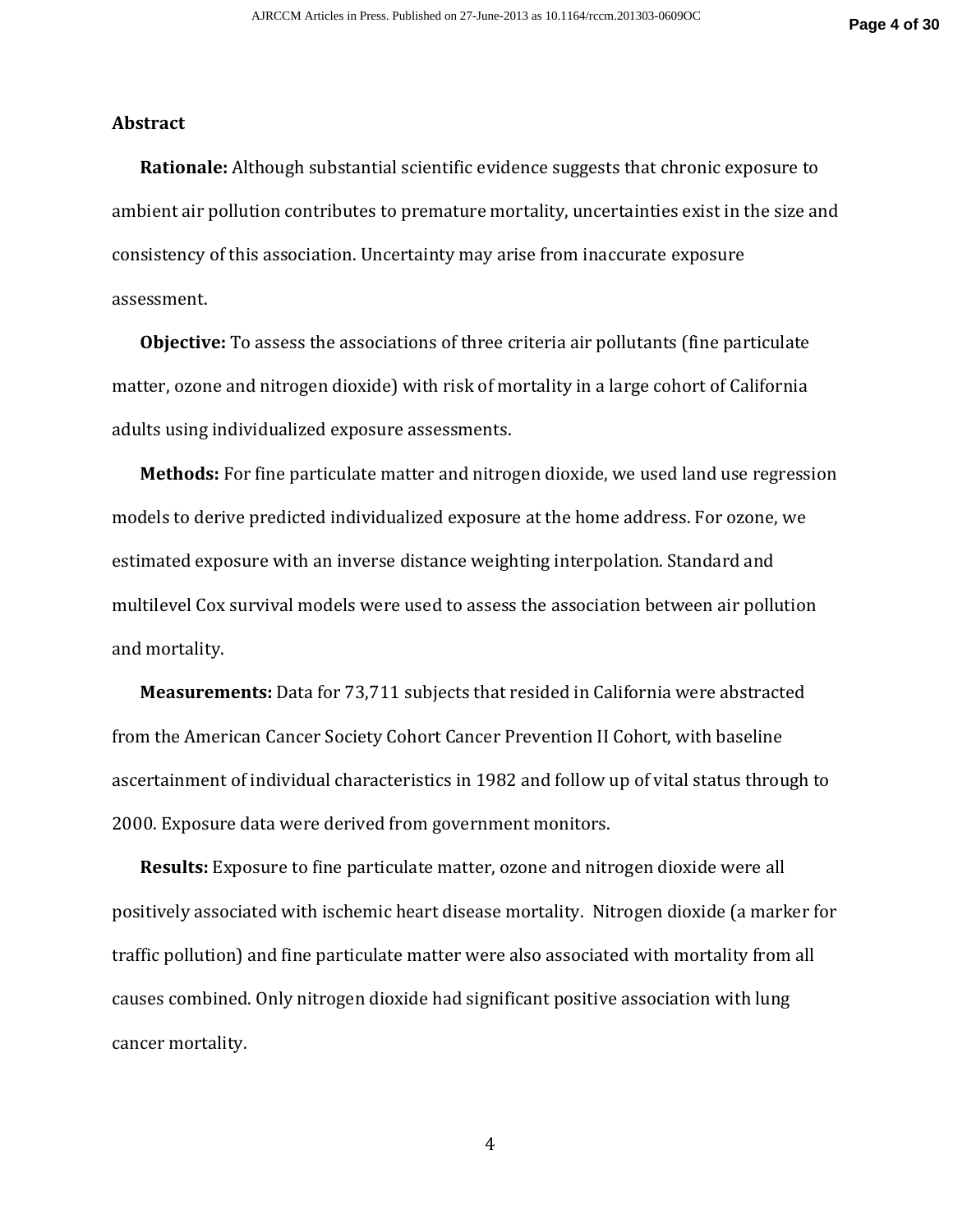## Abstract

**Rationale:** Although substantial scientific evidence suggests that chronic exposure to ambient air pollution contributes to premature mortality, uncertainties exist in the size and consistency of this association. Uncertainty may arise from inaccurate exposure assessment.

**Objective:** To assess the associations of three criteria air pollutants (fine particulate matter, ozone and nitrogen dioxide) with risk of mortality in a large cohort of California adults using individualized exposure assessments.

**Methods:** For fine particulate matter and nitrogen dioxide, we used land use regression models to derive predicted individualized exposure at the home address. For ozone, we estimated exposure with an inverse distance weighting interpolation. Standard and multilevel Cox survival models were used to assess the association between air pollution and mortality.

**Measurements:** Data for 73,711 subjects that resided in California were abstracted from the American Cancer Society Cohort Cancer Prevention II Cohort, with baseline ascertainment of individual characteristics in 1982 and follow up of vital status through to 2000. Exposure data were derived from government monitors.

**Results:** Exposure to fine particulate matter, ozone and nitrogen dioxide were all positively associated with ischemic heart disease mortality. Nitrogen dioxide (a marker for traffic pollution) and fine particulate matter were also associated with mortality from all causes combined. Only nitrogen dioxide had significant positive association with lung cancer mortality.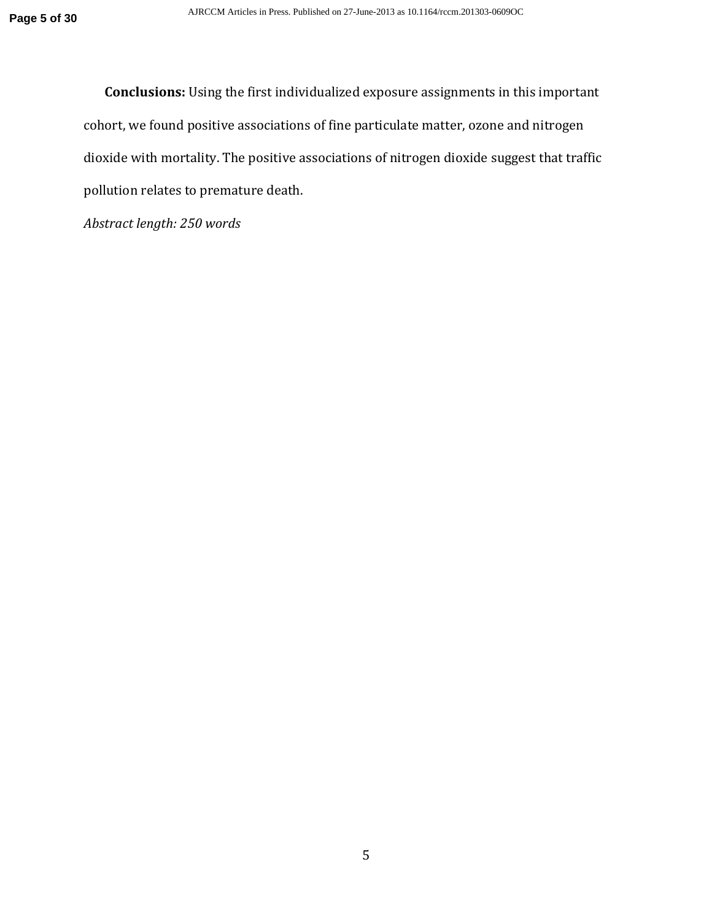**Conclusions:** Using the first individualized exposure assignments in this important cohort, we found positive associations of fine particulate matter, ozone and nitrogen dioxide with mortality. The positive associations of nitrogen dioxide suggest that traffic pollution relates to premature death.

*Abstract length: 250 words*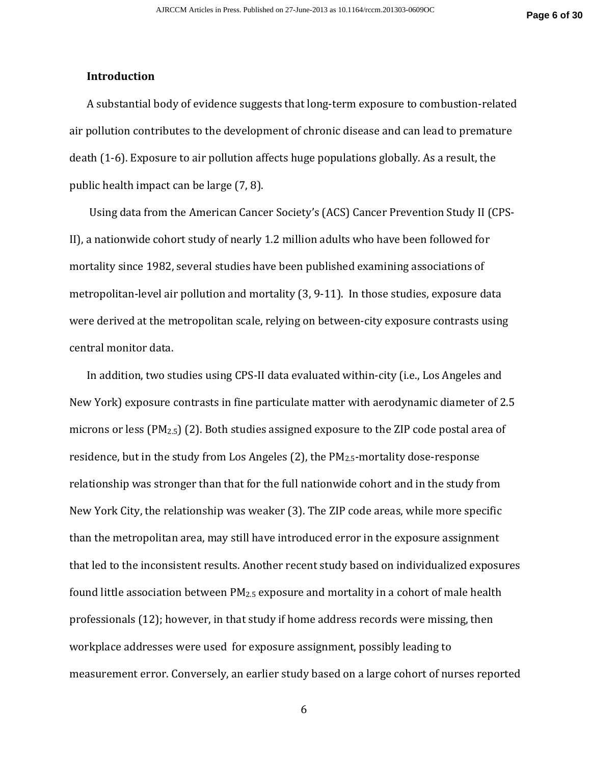## Introduction

A substantial body of evidence suggests that long-term exposure to combustion-related air pollution contributes to the development of chronic disease and can lead to premature death (1-6). Exposure to air pollution affects huge populations globally. As a result, the public health impact can be large (7, 8).

Using data from the American Cancer Society's (ACS) Cancer Prevention Study II (CPS-II), a nationwide cohort study of nearly 1.2 million adults who have been followed for mortality since 1982, several studies have been published examining associations of metropolitan-level air pollution and mortality (3, 9-11). In those studies, exposure data were derived at the metropolitan scale, relying on between-city exposure contrasts using central monitor data.

In addition, two studies using CPS-II data evaluated within-city (i.e., Los Angeles and New York) exposure contrasts in fine particulate matter with aerodynamic diameter of 2.5 microns or less ($PM_{2.5}$) (2). Both studies assigned exposure to the ZIP code postal area of residence, but in the study from Los Angeles (2), the $PM_{2.5}$-mortality dose-response relationship was stronger than that for the full nationwide cohort and in the study from New York City, the relationship was weaker (3). The ZIP code areas, while more specific than the metropolitan area, may still have introduced error in the exposure assignment that led to the inconsistent results. Another recent study based on individualized exposures found little association between $PM_{2.5}$ exposure and mortality in a cohort of male health professionals (12); however, in that study if home address records were missing, then workplace addresses were used for exposure assignment, possibly leading to measurement error. Conversely, an earlier study based on a large cohort of nurses reported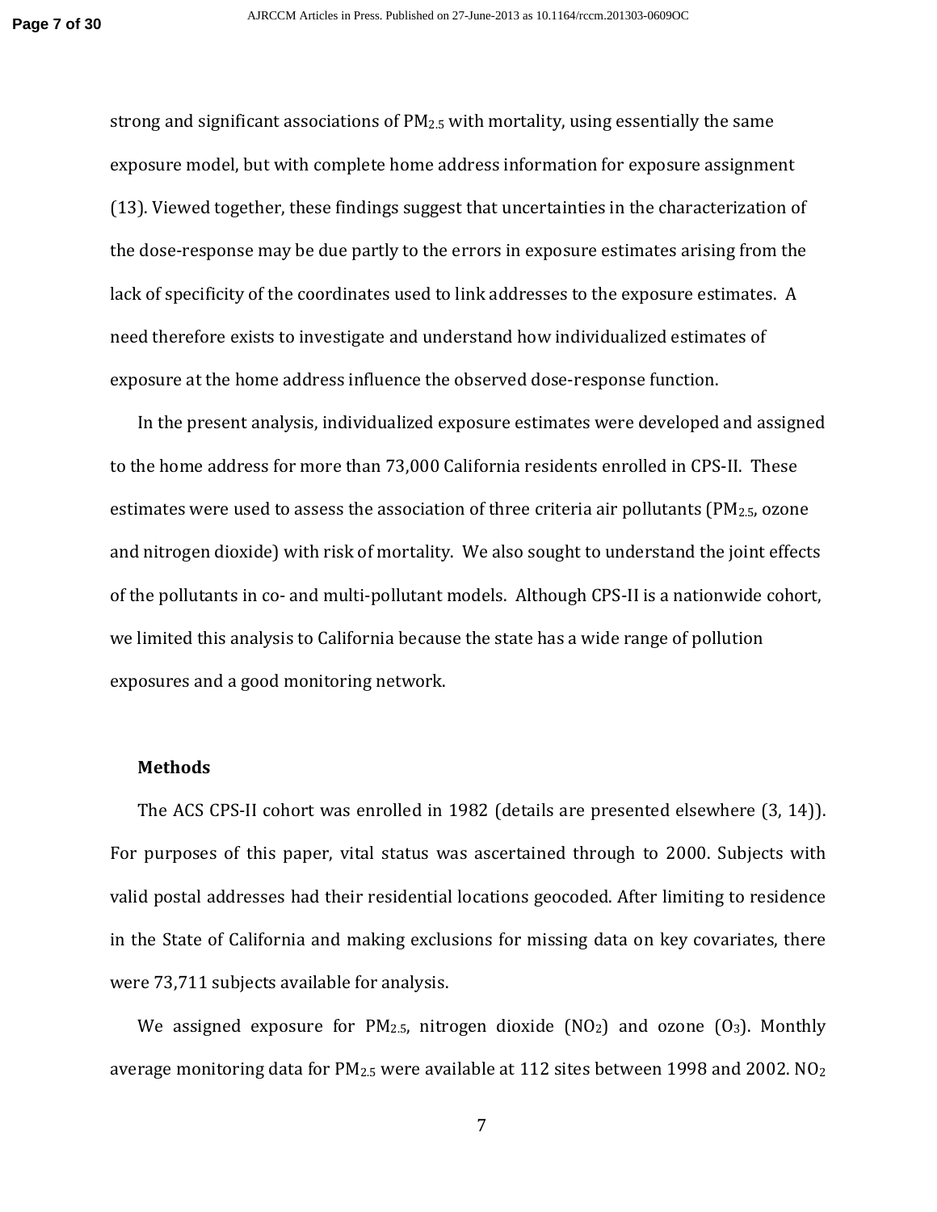strong and significant associations of $PM_{2.5}$ with mortality, using essentially the same exposure model, but with complete home address information for exposure assignment (13). Viewed together, these findings suggest that uncertainties in the characterization of the dose-response may be due partly to the errors in exposure estimates arising from the lack of specificity of the coordinates used to link addresses to the exposure estimates. A need therefore exists to investigate and understand how individualized estimates of exposure at the home address influence the observed dose-response function.

In the present analysis, individualized exposure estimates were developed and assigned to the home address for more than 73,000 California residents enrolled in CPS-II. These estimates were used to assess the association of three criteria air pollutants ($PM_{2.5}$, ozone and nitrogen dioxide) with risk of mortality. We also sought to understand the joint effects of the pollutants in co- and multi-pollutant models. Although CPS-II is a nationwide cohort, we limited this analysis to California because the state has a wide range of pollution exposures and a good monitoring network.

## Methods

The ACS CPS-II cohort was enrolled in 1982 (details are presented elsewhere (3, 14)). For purposes of this paper, vital status was ascertained through to 2000. Subjects with valid postal addresses had their residential locations geocoded. After limiting to residence in the State of California and making exclusions for missing data on key covariates, there were 73,711 subjects available for analysis.

We assigned exposure for $PM_{2.5}$, nitrogen dioxide ($NO_2$) and ozone ($O_3$). Monthly average monitoring data for $PM_{2.5}$ were available at 112 sites between 1998 and 2002. $NO_2$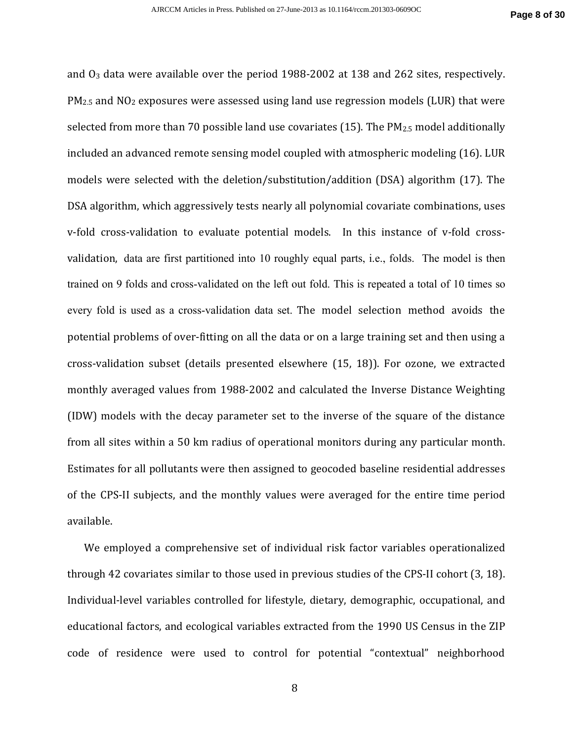and $O_3$ data were available over the period 1988-2002 at 138 and 262 sites, respectively. $PM_{2.5}$ and $NO_2$ exposures were assessed using land use regression models (LUR) that were selected from more than 70 possible land use covariates (15). The $PM_{2.5}$ model additionally included an advanced remote sensing model coupled with atmospheric modeling (16). LUR models were selected with the deletion/substitution/addition (DSA) algorithm (17). The DSA algorithm, which aggressively tests nearly all polynomial covariate combinations, uses v-fold cross-validation to evaluate potential models. In this instance of v-fold cross-validation, data are first partitioned into 10 roughly equal parts, i.e., folds. The model is then trained on 9 folds and cross-validated on the left out fold. This is repeated a total of 10 times so every fold is used as a cross-validation data set. The model selection method avoids the potential problems of over-fitting on all the data or on a large training set and then using a cross-validation subset (details presented elsewhere (15, 18)). For ozone, we extracted monthly averaged values from 1988-2002 and calculated the Inverse Distance Weighting (IDW) models with the decay parameter set to the inverse of the square of the distance from all sites within a 50 km radius of operational monitors during any particular month. Estimates for all pollutants were then assigned to geocoded baseline residential addresses of the CPS-II subjects, and the monthly values were averaged for the entire time period available.

We employed a comprehensive set of individual risk factor variables operationalized through 42 covariates similar to those used in previous studies of the CPS-II cohort (3, 18). Individual-level variables controlled for lifestyle, dietary, demographic, occupational, and educational factors, and ecological variables extracted from the 1990 US Census in the ZIP code of residence were used to control for potential "contextual" neighborhood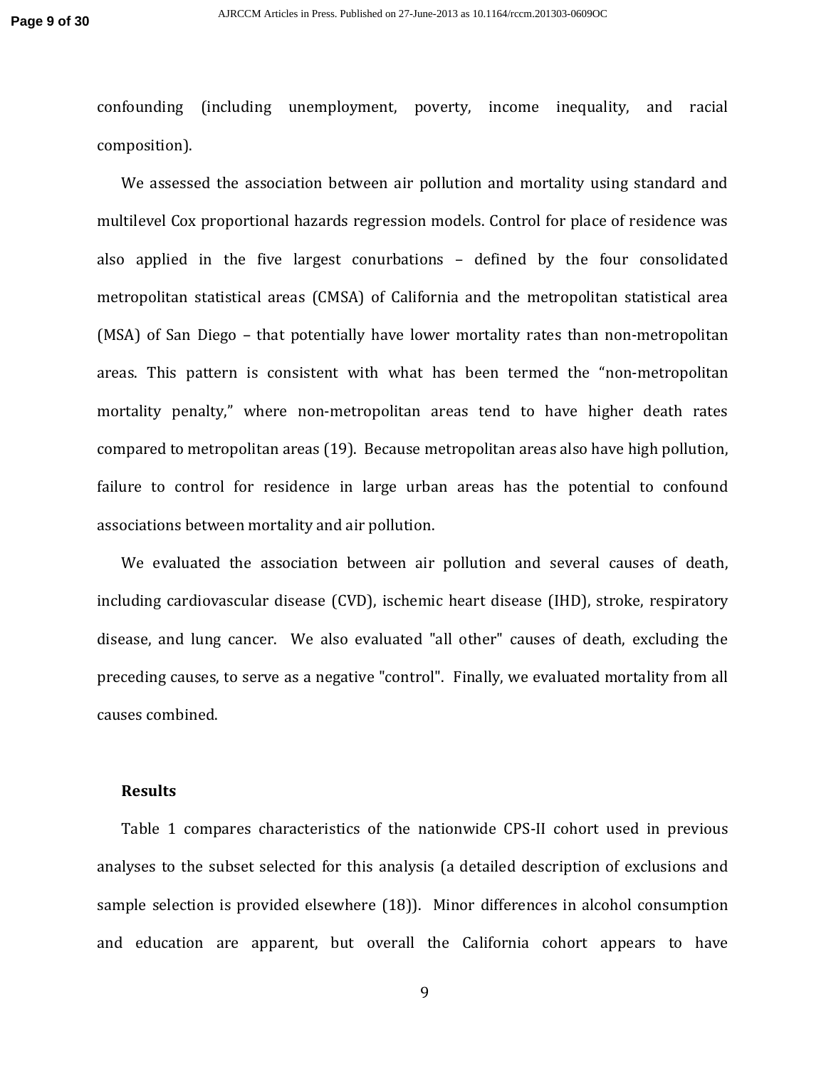confounding (including unemployment, poverty, income inequality, and racial composition).

We assessed the association between air pollution and mortality using standard and multilevel Cox proportional hazards regression models. Control for place of residence was also applied in the five largest conurbations – defined by the four consolidated metropolitan statistical areas (CMSA) of California and the metropolitan statistical area (MSA) of San Diego – that potentially have lower mortality rates than non-metropolitan areas. This pattern is consistent with what has been termed the "non-metropolitan mortality penalty," where non-metropolitan areas tend to have higher death rates compared to metropolitan areas (19). Because metropolitan areas also have high pollution, failure to control for residence in large urban areas has the potential to confound associations between mortality and air pollution.

We evaluated the association between air pollution and several causes of death, including cardiovascular disease (CVD), ischemic heart disease (IHD), stroke, respiratory disease, and lung cancer. We also evaluated "all other" causes of death, excluding the preceding causes, to serve as a negative "control". Finally, we evaluated mortality from all causes combined.

## Results

Table 1 compares characteristics of the nationwide CPS-II cohort used in previous analyses to the subset selected for this analysis (a detailed description of exclusions and sample selection is provided elsewhere (18)). Minor differences in alcohol consumption and education are apparent, but overall the California cohort appears to have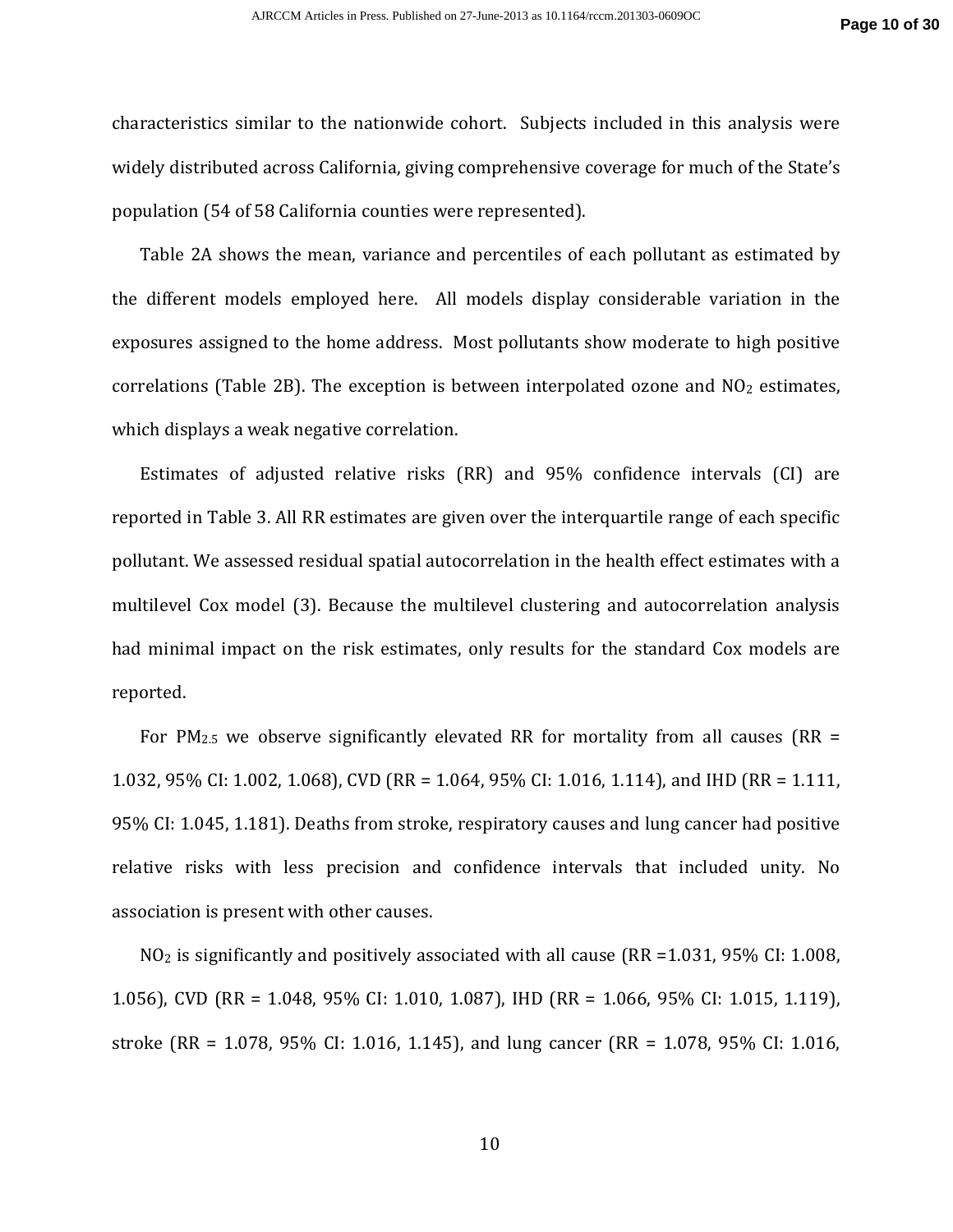characteristics similar to the nationwide cohort. Subjects included in this analysis were widely distributed across California, giving comprehensive coverage for much of the State's population (54 of 58 California counties were represented).

Table 2A shows the mean, variance and percentiles of each pollutant as estimated by the different models employed here. All models display considerable variation in the exposures assigned to the home address. Most pollutants show moderate to high positive correlations (Table 2B). The exception is between interpolated ozone and $NO_2$ estimates, which displays a weak negative correlation.

Estimates of adjusted relative risks (RR) and 95% confidence intervals (CI) are reported in Table 3. All RR estimates are given over the interquartile range of each specific pollutant. We assessed residual spatial autocorrelation in the health effect estimates with a multilevel Cox model (3). Because the multilevel clustering and autocorrelation analysis had minimal impact on the risk estimates, only results for the standard Cox models are reported.

For $PM_{2.5}$ we observe significantly elevated RR for mortality from all causes (RR = 1.032, 95% CI: 1.002, 1.068), CVD (RR = 1.064, 95% CI: 1.016, 1.114), and IHD (RR = 1.111, 95% CI: 1.045, 1.181). Deaths from stroke, respiratory causes and lung cancer had positive relative risks with less precision and confidence intervals that included unity. No association is present with other causes.

$NO_2$ is significantly and positively associated with all cause (RR =1.031, 95% CI: 1.008, 1.056), CVD (RR = 1.048, 95% CI: 1.010, 1.087), IHD (RR = 1.066, 95% CI: 1.015, 1.119), stroke (RR = 1.078, 95% CI: 1.016, 1.145), and lung cancer (RR = 1.078, 95% CI: 1.016,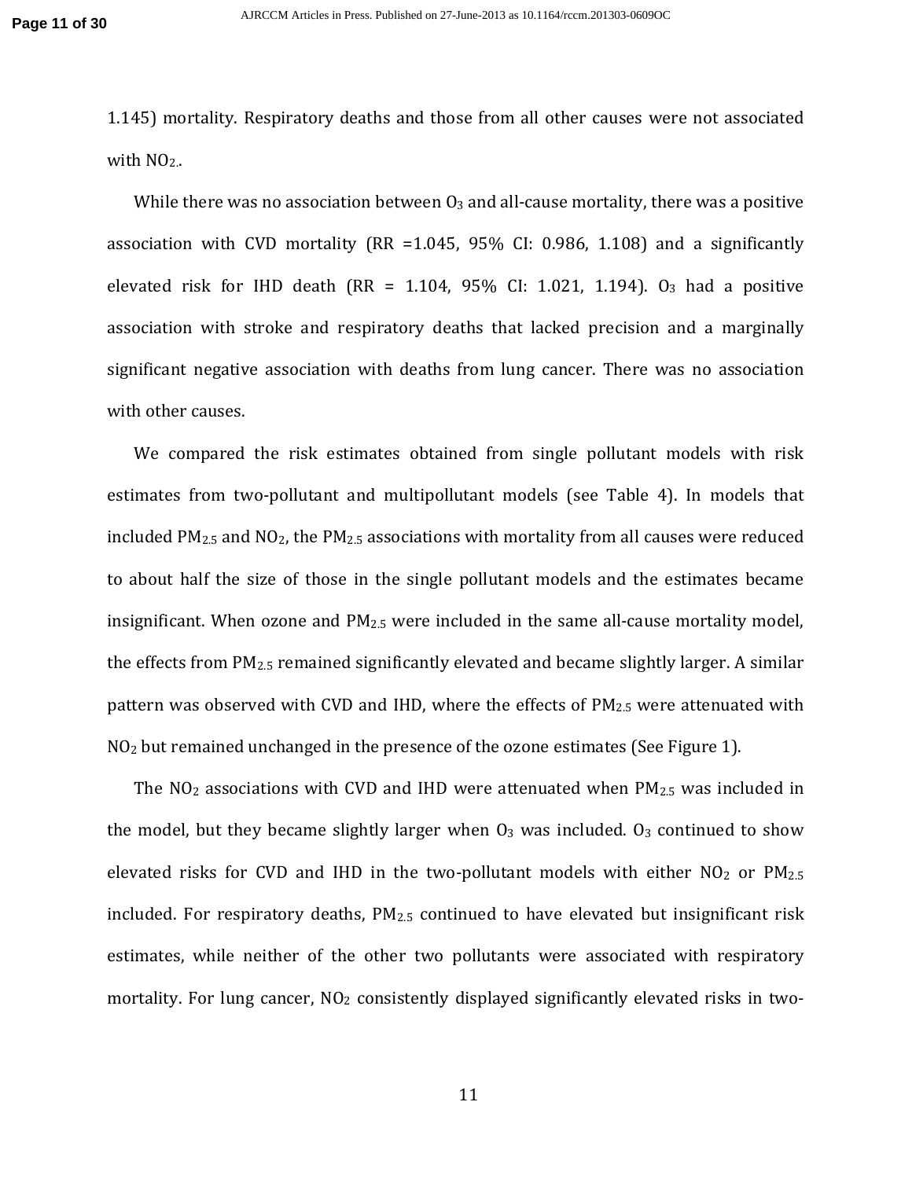1.145) mortality. Respiratory deaths and those from all other causes were not associated with $NO_2$..

While there was no association between $O_3$ and all-cause mortality, there was a positive association with CVD mortality (RR =1.045, 95% CI: 0.986, 1.108) and a significantly elevated risk for IHD death (RR = 1.104, 95% CI: 1.021, 1.194). $O_3$ had a positive association with stroke and respiratory deaths that lacked precision and a marginally significant negative association with deaths from lung cancer. There was no association with other causes.

We compared the risk estimates obtained from single pollutant models with risk estimates from two-pollutant and multipollutant models (see Table 4). In models that included $PM_{2.5}$ and $NO_2$, the $PM_{2.5}$ associations with mortality from all causes were reduced to about half the size of those in the single pollutant models and the estimates became insignificant. When ozone and $PM_{2.5}$ were included in the same all-cause mortality model, the effects from $PM_{2.5}$ remained significantly elevated and became slightly larger. A similar pattern was observed with CVD and IHD, where the effects of $PM_{2.5}$ were attenuated with $NO_2$ but remained unchanged in the presence of the ozone estimates (See Figure 1).

The $NO_2$ associations with CVD and IHD were attenuated when $PM_{2.5}$ was included in the model, but they became slightly larger when $O_3$ was included. $O_3$ continued to show elevated risks for CVD and IHD in the two-pollutant models with either $NO_2$ or $PM_{2.5}$ included. For respiratory deaths, $PM_{2.5}$ continued to have elevated but insignificant risk estimates, while neither of the other two pollutants were associated with respiratory mortality. For lung cancer, $NO_2$ consistently displayed significantly elevated risks in two-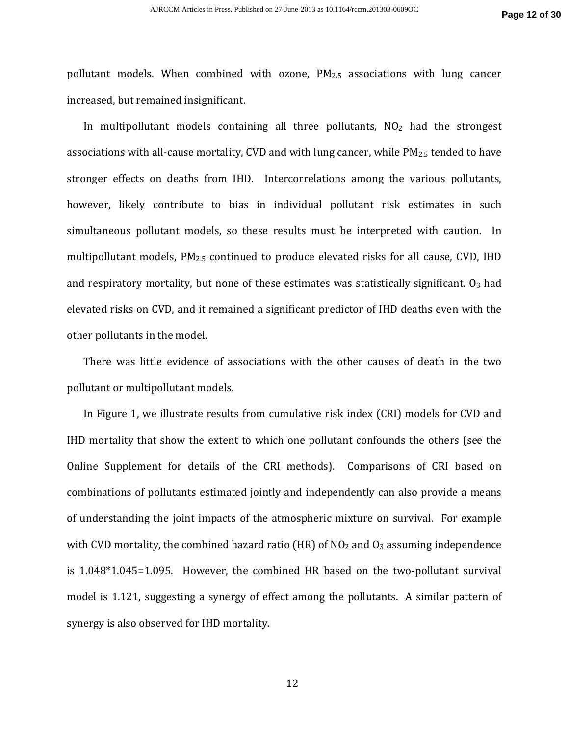pollutant models. When combined with ozone, $PM_{2.5}$ associations with lung cancer increased, but remained insignificant.

In multipollutant models containing all three pollutants, $NO_2$ had the strongest associations with all-cause mortality, CVD and with lung cancer, while $PM_{2.5}$ tended to have stronger effects on deaths from IHD. Intercorrelations among the various pollutants, however, likely contribute to bias in individual pollutant risk estimates in such simultaneous pollutant models, so these results must be interpreted with caution. In multipollutant models, $PM_{2.5}$ continued to produce elevated risks for all cause, CVD, IHD and respiratory mortality, but none of these estimates was statistically significant. $O_3$ had elevated risks on CVD, and it remained a significant predictor of IHD deaths even with the other pollutants in the model.

There was little evidence of associations with the other causes of death in the two pollutant or multipollutant models.

In Figure 1, we illustrate results from cumulative risk index (CRI) models for CVD and IHD mortality that show the extent to which one pollutant confounds the others (see the Online Supplement for details of the CRI methods). Comparisons of CRI based on combinations of pollutants estimated jointly and independently can also provide a means of understanding the joint impacts of the atmospheric mixture on survival. For example with CVD mortality, the combined hazard ratio (HR) of $NO_2$ and $O_3$ assuming independence is $1.048*1.045=1.095$. However, the combined HR based on the two-pollutant survival model is 1.121, suggesting a synergy of effect among the pollutants. A similar pattern of synergy is also observed for IHD mortality.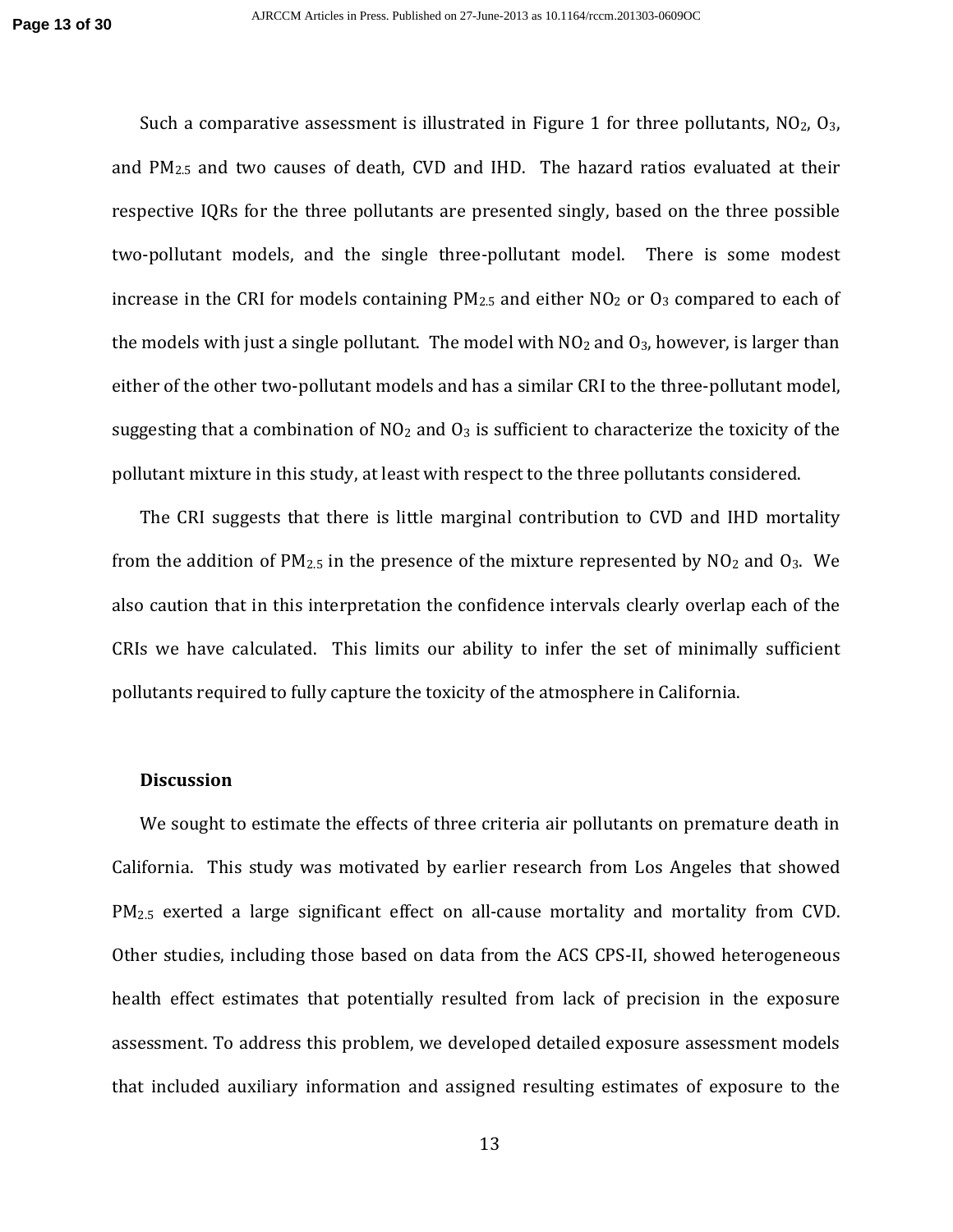Such a comparative assessment is illustrated in Figure 1 for three pollutants, $NO_2$, $O_3$, and $PM_{2.5}$ and two causes of death, CVD and IHD. The hazard ratios evaluated at their respective IQRs for the three pollutants are presented singly, based on the three possible two-pollutant models, and the single three-pollutant model. There is some modest increase in the CRI for models containing $PM_{2.5}$ and either $NO_2$ or $O_3$ compared to each of the models with just a single pollutant. The model with $NO_2$ and $O_3$, however, is larger than either of the other two-pollutant models and has a similar CRI to the three-pollutant model, suggesting that a combination of $NO_2$ and $O_3$ is sufficient to characterize the toxicity of the pollutant mixture in this study, at least with respect to the three pollutants considered.

The CRI suggests that there is little marginal contribution to CVD and IHD mortality from the addition of $PM_{2.5}$ in the presence of the mixture represented by $NO_2$ and $O_3$. We also caution that in this interpretation the confidence intervals clearly overlap each of the CRIs we have calculated. This limits our ability to infer the set of minimally sufficient pollutants required to fully capture the toxicity of the atmosphere in California.

## Discussion

We sought to estimate the effects of three criteria air pollutants on premature death in California. This study was motivated by earlier research from Los Angeles that showed $PM_{2.5}$ exerted a large significant effect on all-cause mortality and mortality from CVD. Other studies, including those based on data from the ACS CPS-II, showed heterogeneous health effect estimates that potentially resulted from lack of precision in the exposure assessment. To address this problem, we developed detailed exposure assessment models that included auxiliary information and assigned resulting estimates of exposure to the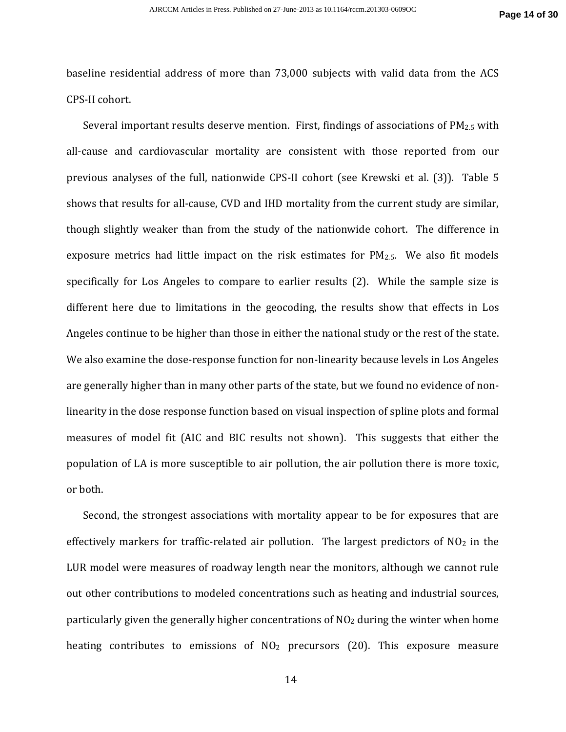baseline residential address of more than 73,000 subjects with valid data from the ACS CPS-II cohort.

Several important results deserve mention. First, findings of associations of $PM_{2.5}$ with all-cause and cardiovascular mortality are consistent with those reported from our previous analyses of the full, nationwide CPS-II cohort (see Krewski et al. (3)). Table 5 shows that results for all-cause, CVD and IHD mortality from the current study are similar, though slightly weaker than from the study of the nationwide cohort. The difference in exposure metrics had little impact on the risk estimates for $PM_{2.5}$. We also fit models specifically for Los Angeles to compare to earlier results (2). While the sample size is different here due to limitations in the geocoding, the results show that effects in Los Angeles continue to be higher than those in either the national study or the rest of the state. We also examine the dose-response function for non-linearity because levels in Los Angeles are generally higher than in many other parts of the state, but we found no evidence of non-linearity in the dose response function based on visual inspection of spline plots and formal measures of model fit (AIC and BIC results not shown). This suggests that either the population of LA is more susceptible to air pollution, the air pollution there is more toxic, or both.

Second, the strongest associations with mortality appear to be for exposures that are effectively markers for traffic-related air pollution. The largest predictors of $NO_2$ in the LUR model were measures of roadway length near the monitors, although we cannot rule out other contributions to modeled concentrations such as heating and industrial sources, particularly given the generally higher concentrations of $NO_2$ during the winter when home heating contributes to emissions of $NO_2$ precursors (20). This exposure measure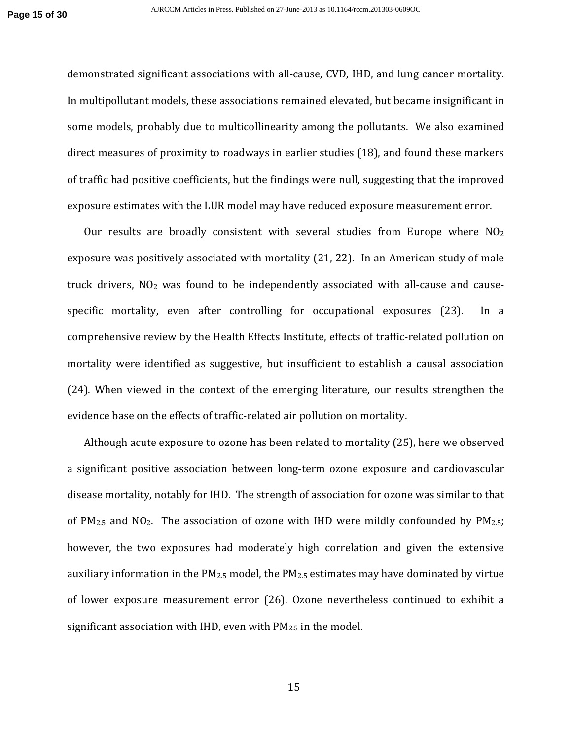demonstrated significant associations with all-cause, CVD, IHD, and lung cancer mortality. In multipollutant models, these associations remained elevated, but became insignificant in some models, probably due to multicollinearity among the pollutants. We also examined direct measures of proximity to roadways in earlier studies (18), and found these markers of traffic had positive coefficients, but the findings were null, suggesting that the improved exposure estimates with the LUR model may have reduced exposure measurement error.

Our results are broadly consistent with several studies from Europe where $NO_2$ exposure was positively associated with mortality (21, 22). In an American study of male truck drivers, $NO_2$ was found to be independently associated with all-cause and cause-specific mortality, even after controlling for occupational exposures (23). In a comprehensive review by the Health Effects Institute, effects of traffic-related pollution on mortality were identified as suggestive, but insufficient to establish a causal association (24). When viewed in the context of the emerging literature, our results strengthen the evidence base on the effects of traffic-related air pollution on mortality.

Although acute exposure to ozone has been related to mortality (25), here we observed a significant positive association between long-term ozone exposure and cardiovascular disease mortality, notably for IHD. The strength of association for ozone was similar to that of $PM_{2.5}$ and $NO_2$. The association of ozone with IHD were mildly confounded by $PM_{2.5}$; however, the two exposures had moderately high correlation and given the extensive auxiliary information in the $PM_{2.5}$ model, the $PM_{2.5}$ estimates may have dominated by virtue of lower exposure measurement error (26). Ozone nevertheless continued to exhibit a significant association with IHD, even with $PM_{2.5}$ in the model.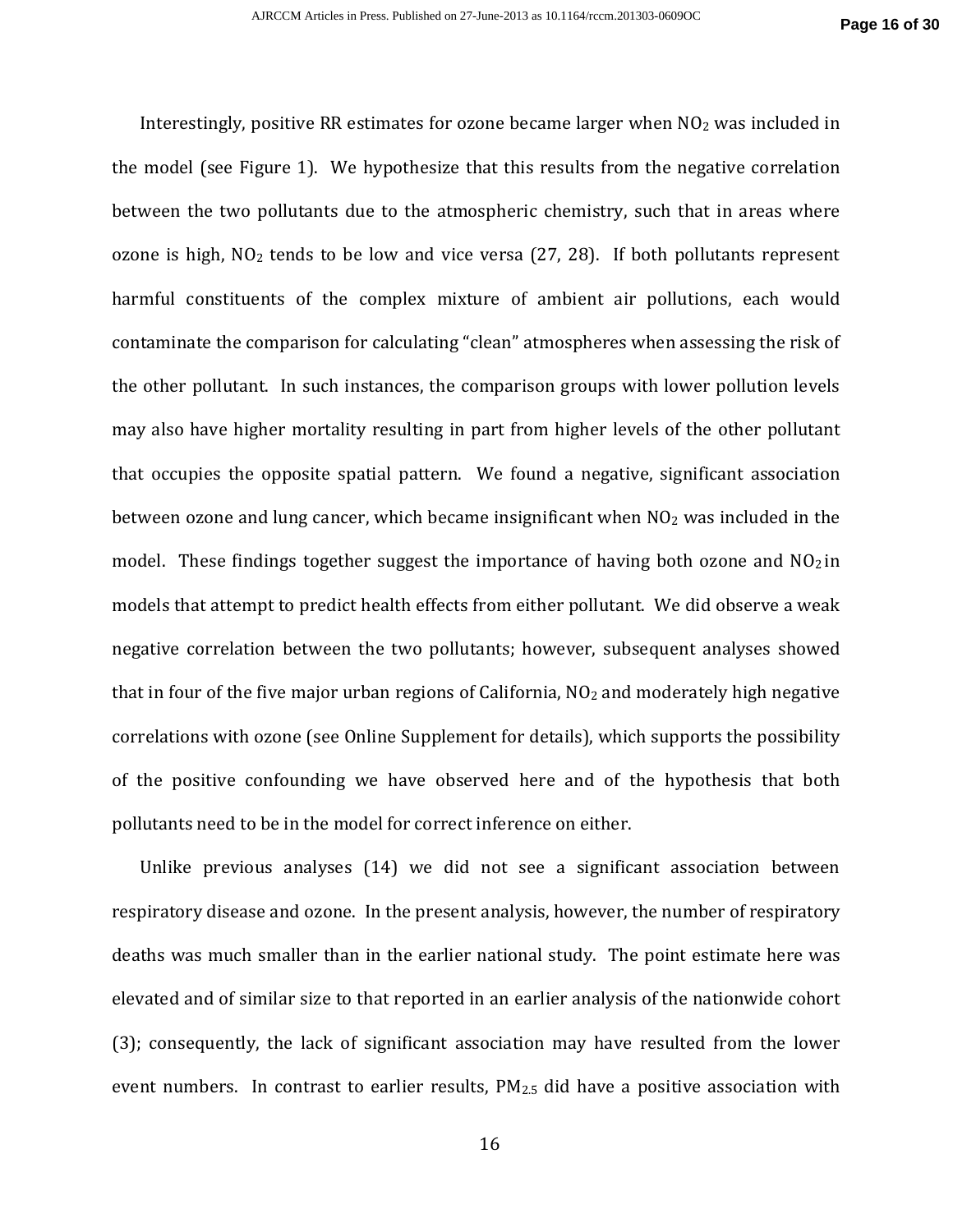Interestingly, positive RR estimates for ozone became larger when $NO_2$ was included in the model (see Figure 1). We hypothesize that this results from the negative correlation between the two pollutants due to the atmospheric chemistry, such that in areas where ozone is high, $NO_2$ tends to be low and vice versa (27, 28). If both pollutants represent harmful constituents of the complex mixture of ambient air pollutions, each would contaminate the comparison for calculating "clean" atmospheres when assessing the risk of the other pollutant. In such instances, the comparison groups with lower pollution levels may also have higher mortality resulting in part from higher levels of the other pollutant that occupies the opposite spatial pattern. We found a negative, significant association between ozone and lung cancer, which became insignificant when $NO_2$ was included in the model. These findings together suggest the importance of having both ozone and $NO_2$ in models that attempt to predict health effects from either pollutant. We did observe a weak negative correlation between the two pollutants; however, subsequent analyses showed that in four of the five major urban regions of California, $NO_2$ and moderately high negative correlations with ozone (see Online Supplement for details), which supports the possibility of the positive confounding we have observed here and of the hypothesis that both pollutants need to be in the model for correct inference on either.

Unlike previous analyses (14) we did not see a significant association between respiratory disease and ozone. In the present analysis, however, the number of respiratory deaths was much smaller than in the earlier national study. The point estimate here was elevated and of similar size to that reported in an earlier analysis of the nationwide cohort (3); consequently, the lack of significant association may have resulted from the lower event numbers. In contrast to earlier results, $PM_{2.5}$ did have a positive association with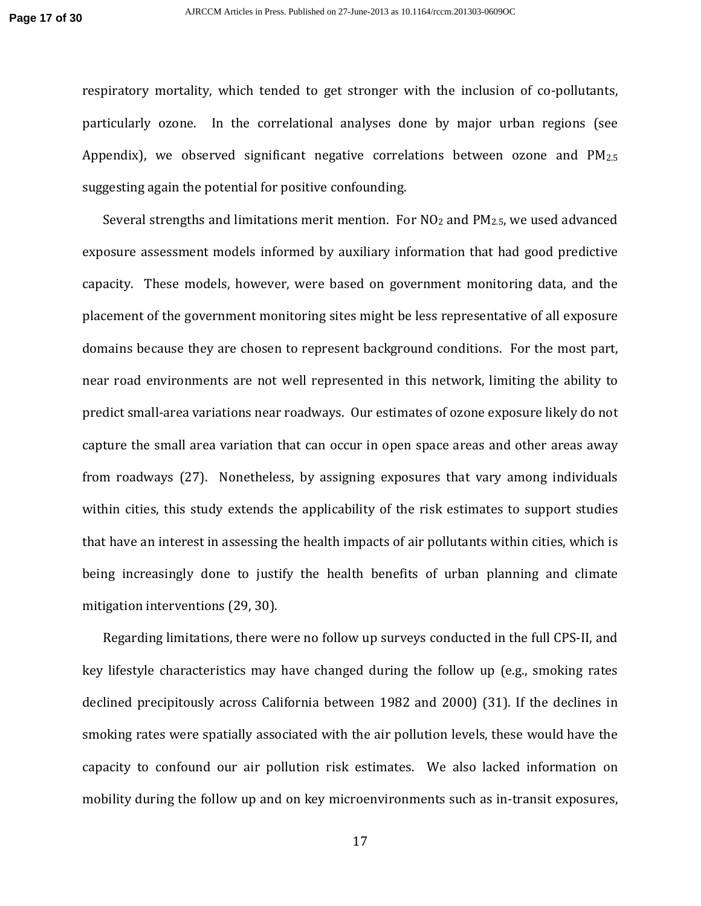respiratory mortality, which tended to get stronger with the inclusion of co-pollutants, particularly ozone. In the correlational analyses done by major urban regions (see Appendix), we observed significant negative correlations between ozone and $PM_{2.5}$ suggesting again the potential for positive confounding.

Several strengths and limitations merit mention. For $NO_2$ and $PM_{2.5}$, we used advanced exposure assessment models informed by auxiliary information that had good predictive capacity. These models, however, were based on government monitoring data, and the placement of the government monitoring sites might be less representative of all exposure domains because they are chosen to represent background conditions. For the most part, near road environments are not well represented in this network, limiting the ability to predict small-area variations near roadways. Our estimates of ozone exposure likely do not capture the small area variation that can occur in open space areas and other areas away from roadways (27). Nonetheless, by assigning exposures that vary among individuals within cities, this study extends the applicability of the risk estimates to support studies that have an interest in assessing the health impacts of air pollutants within cities, which is being increasingly done to justify the health benefits of urban planning and climate mitigation interventions (29, 30).

Regarding limitations, there were no follow up surveys conducted in the full CPS-II, and key lifestyle characteristics may have changed during the follow up (e.g., smoking rates declined precipitously across California between 1982 and 2000) (31). If the declines in smoking rates were spatially associated with the air pollution levels, these would have the capacity to confound our air pollution risk estimates. We also lacked information on mobility during the follow up and on key microenvironments such as in-transit exposures,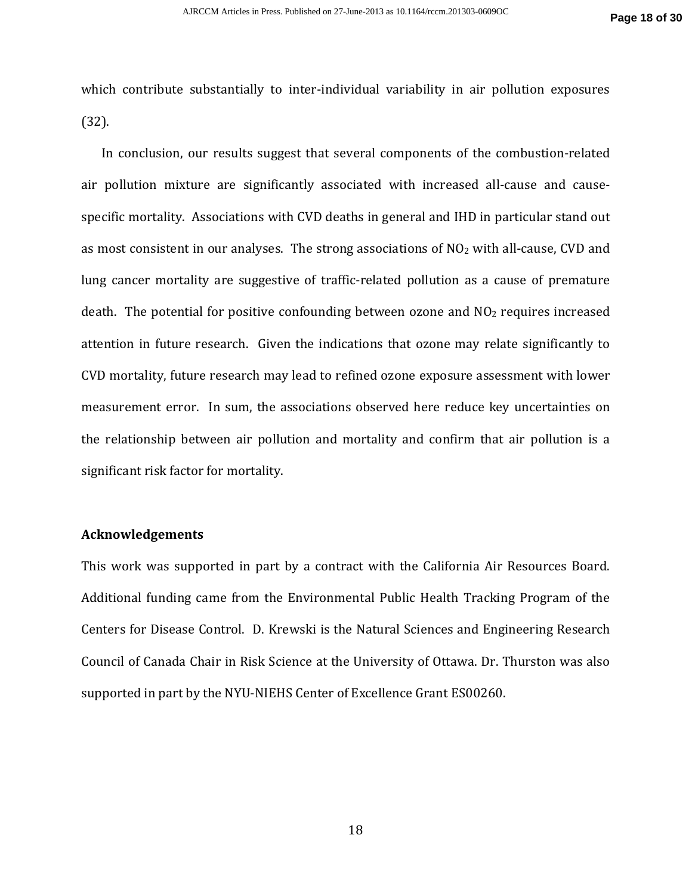which contribute substantially to inter-individual variability in air pollution exposures (32).

In conclusion, our results suggest that several components of the combustion-related air pollution mixture are significantly associated with increased all-cause and cause-specific mortality. Associations with CVD deaths in general and IHD in particular stand out as most consistent in our analyses. The strong associations of $NO_2$ with all-cause, CVD and lung cancer mortality are suggestive of traffic-related pollution as a cause of premature death. The potential for positive confounding between ozone and $NO_2$ requires increased attention in future research. Given the indications that ozone may relate significantly to CVD mortality, future research may lead to refined ozone exposure assessment with lower measurement error. In sum, the associations observed here reduce key uncertainties on the relationship between air pollution and mortality and confirm that air pollution is a significant risk factor for mortality.

## Acknowledgements

This work was supported in part by a contract with the California Air Resources Board. Additional funding came from the Environmental Public Health Tracking Program of the Centers for Disease Control. D. Krewski is the Natural Sciences and Engineering Research Council of Canada Chair in Risk Science at the University of Ottawa. Dr. Thurston was also supported in part by the NYU-NIEHS Center of Excellence Grant ES00260.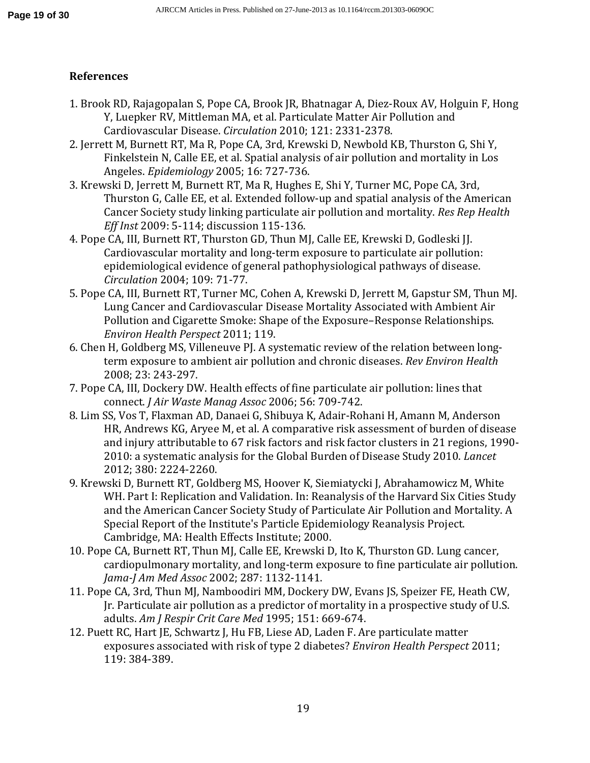## References

1. Brook RD, Rajagopalan S, Pope CA, Brook JR, Bhatnagar A, Diez-Roux AV, Holguin F, Hong Y, Luepker RV, Mittleman MA, et al. Particulate Matter Air Pollution and Cardiovascular Disease. *Circulation* 2010; 121: 2331-2378.
2. Jerrett M, Burnett RT, Ma R, Pope CA, 3rd, Krewski D, Newbold KB, Thurston G, Shi Y, Finkelstein N, Calle EE, et al. Spatial analysis of air pollution and mortality in Los Angeles. *Epidemiology* 2005; 16: 727-736.
3. Krewski D, Jerrett M, Burnett RT, Ma R, Hughes E, Shi Y, Turner MC, Pope CA, 3rd, Thurston G, Calle EE, et al. Extended follow-up and spatial analysis of the American Cancer Society study linking particulate air pollution and mortality. *Res Rep Health Eff Inst* 2009: 5-114; discussion 115-136.
4. Pope CA, III, Burnett RT, Thurston GD, Thun MJ, Calle EE, Krewski D, Godleski JJ. Cardiovascular mortality and long-term exposure to particulate air pollution: epidemiological evidence of general pathophysiological pathways of disease. *Circulation* 2004; 109: 71-77.
5. Pope CA, III, Burnett RT, Turner MC, Cohen A, Krewski D, Jerrett M, Gapstur SM, Thun MJ. Lung Cancer and Cardiovascular Disease Mortality Associated with Ambient Air Pollution and Cigarette Smoke: Shape of the Exposure–Response Relationships. *Environ Health Perspect* 2011; 119.
6. Chen H, Goldberg MS, Villeneuve PJ. A systematic review of the relation between long-term exposure to ambient air pollution and chronic diseases. *Rev Environ Health* 2008; 23: 243-297.
7. Pope CA, III, Dockery DW. Health effects of fine particulate air pollution: lines that connect. *J Air Waste Manag Assoc* 2006; 56: 709-742.
8. Lim SS, Vos T, Flaxman AD, Danaei G, Shibuya K, Adair-Rohani H, Amann M, Anderson HR, Andrews KG, Aryee M, et al. A comparative risk assessment of burden of disease and injury attributable to 67 risk factors and risk factor clusters in 21 regions, 1990-2010: a systematic analysis for the Global Burden of Disease Study 2010. *Lancet* 2012; 380: 2224-2260.
9. Krewski D, Burnett RT, Goldberg MS, Hoover K, Siemiatycki J, Abrahamowicz M, White WH. Part I: Replication and Validation. In: Reanalysis of the Harvard Six Cities Study and the American Cancer Society Study of Particulate Air Pollution and Mortality. A Special Report of the Institute's Particle Epidemiology Reanalysis Project. Cambridge, MA: Health Effects Institute; 2000.
10. Pope CA, Burnett RT, Thun MJ, Calle EE, Krewski D, Ito K, Thurston GD. Lung cancer, cardiopulmonary mortality, and long-term exposure to fine particulate air pollution. *Jama-J Am Med Assoc* 2002; 287: 1132-1141.
11. Pope CA, 3rd, Thun MJ, Namboodiri MM, Dockery DW, Evans JS, Speizer FE, Heath CW, Jr. Particulate air pollution as a predictor of mortality in a prospective study of U.S. adults. *Am J Respir Crit Care Med* 1995; 151: 669-674.
12. Puett RC, Hart JE, Schwartz J, Hu FB, Liese AD, Laden F. Are particulate matter exposures associated with risk of type 2 diabetes? *Environ Health Perspect* 2011; 119: 384-389.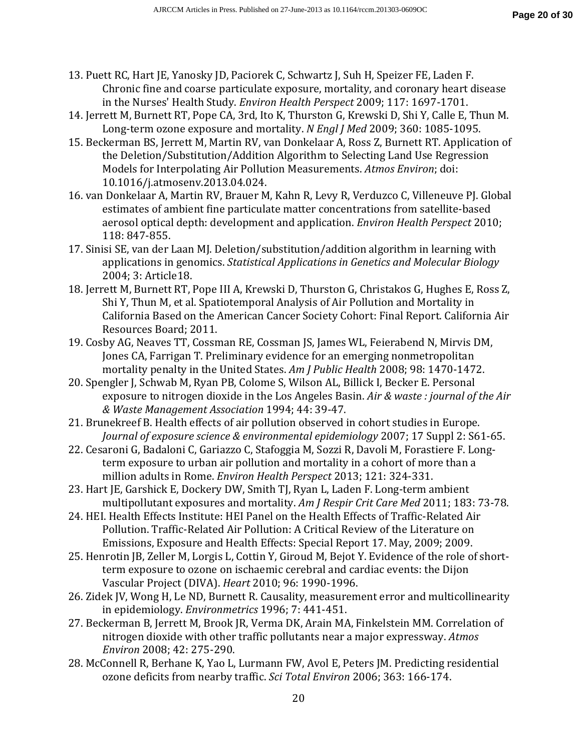13. Puett RC, Hart JE, Yanosky JD, Paciorek C, Schwartz J, Suh H, Speizer FE, Laden F. Chronic fine and coarse particulate exposure, mortality, and coronary heart disease in the Nurses' Health Study. *Environ Health Perspect* 2009; 117: 1697-1701.
14. Jerrett M, Burnett RT, Pope CA, 3rd, Ito K, Thurston G, Krewski D, Shi Y, Calle E, Thun M. Long-term ozone exposure and mortality. *N Engl J Med* 2009; 360: 1085-1095.
15. Beckerman BS, Jerrett M, Martin RV, van Donkelaar A, Ross Z, Burnett RT. Application of the Deletion/Substitution/Addition Algorithm to Selecting Land Use Regression Models for Interpolating Air Pollution Measurements. *Atmos Environ*; doi: 10.1016/j.atmosenv.2013.04.024.
16. van Donkelaar A, Martin RV, Brauer M, Kahn R, Levy R, Verduzco C, Villeneuve PJ. Global estimates of ambient fine particulate matter concentrations from satellite-based aerosol optical depth: development and application. *Environ Health Perspect* 2010; 118: 847-855.
17. Sinisi SE, van der Laan MJ. Deletion/substitution/addition algorithm in learning with applications in genomics. *Statistical Applications in Genetics and Molecular Biology* 2004; 3: Article18.
18. Jerrett M, Burnett RT, Pope III A, Krewski D, Thurston G, Christakos G, Hughes E, Ross Z, Shi Y, Thun M, et al. Spatiotemporal Analysis of Air Pollution and Mortality in California Based on the American Cancer Society Cohort: Final Report. California Air Resources Board; 2011.
19. Cosby AG, Neaves TT, Cossman RE, Cossman JS, James WL, Feierabend N, Mirvis DM, Jones CA, Farrigan T. Preliminary evidence for an emerging nonmetropolitan mortality penalty in the United States. *Am J Public Health* 2008; 98: 1470-1472.
20. Spengler J, Schwab M, Ryan PB, Colome S, Wilson AL, Billick I, Becker E. Personal exposure to nitrogen dioxide in the Los Angeles Basin. *Air & waste : journal of the Air & Waste Management Association* 1994; 44: 39-47.
21. Brunekreef B. Health effects of air pollution observed in cohort studies in Europe. *Journal of exposure science & environmental epidemiology* 2007; 17 Suppl 2: S61-65.
22. Cesaroni G, Badaloni C, Gariazzo C, Stafoggia M, Sozzi R, Davoli M, Forastiere F. Long-term exposure to urban air pollution and mortality in a cohort of more than a million adults in Rome. *Environ Health Perspect* 2013; 121: 324-331.
23. Hart JE, Garshick E, Dockery DW, Smith TJ, Ryan L, Laden F. Long-term ambient multipollutant exposures and mortality. *Am J Respir Crit Care Med* 2011; 183: 73-78.
24. HEI. Health Effects Institute: HEI Panel on the Health Effects of Traffic-Related Air Pollution. Traffic-Related Air Pollution: A Critical Review of the Literature on Emissions, Exposure and Health Effects: Special Report 17. May, 2009; 2009.
25. Henrotin JB, Zeller M, Lorgis L, Cottin Y, Giroud M, Bejot Y. Evidence of the role of short-term exposure to ozone on ischaemic cerebral and cardiac events: the Dijon Vascular Project (DIVA). *Heart* 2010; 96: 1990-1996.
26. Zidek JV, Wong H, Le ND, Burnett R. Causality, measurement error and multicollinearity in epidemiology. *Environmetrics* 1996; 7: 441-451.
27. Beckerman B, Jerrett M, Brook JR, Verma DK, Arain MA, Finkelstein MM. Correlation of nitrogen dioxide with other traffic pollutants near a major expressway. *Atmos Environ* 2008; 42: 275-290.
28. McConnell R, Berhane K, Yao L, Lurmann FW, Avol E, Peters JM. Predicting residential ozone deficits from nearby traffic. *Sci Total Environ* 2006; 363: 166-174.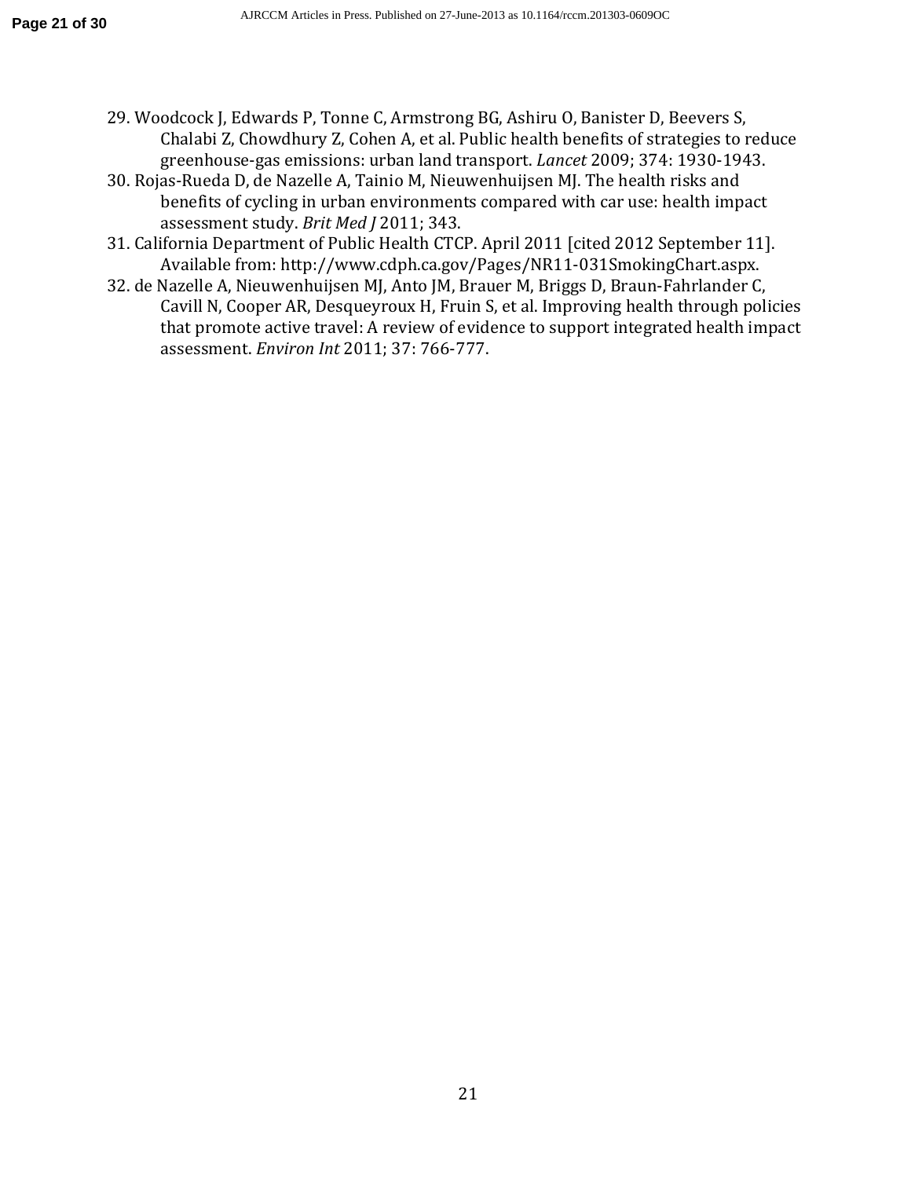29. Woodcock J, Edwards P, Tonne C, Armstrong BG, Ashiru O, Banister D, Beevers S, Chalabi Z, Chowdhury Z, Cohen A, et al. Public health benefits of strategies to reduce greenhouse-gas emissions: urban land transport. *Lancet* 2009; 374: 1930-1943.
30. Rojas-Rueda D, de Nazelle A, Tainio M, Nieuwenhuijsen MJ. The health risks and benefits of cycling in urban environments compared with car use: health impact assessment study. *Brit Med J* 2011; 343.
31. California Department of Public Health CTCP. April 2011 [cited 2012 September 11]. Available from: http://www.cdph.ca.gov/Pages/NR11-031SmokingChart.aspx.
32. de Nazelle A, Nieuwenhuijsen MJ, Anto JM, Brauer M, Briggs D, Braun-Fahrlander C, Cavill N, Cooper AR, Desqueyroux H, Fruin S, et al. Improving health through policies that promote active travel: A review of evidence to support integrated health impact assessment. *Environ Int* 2011; 37: 766-777.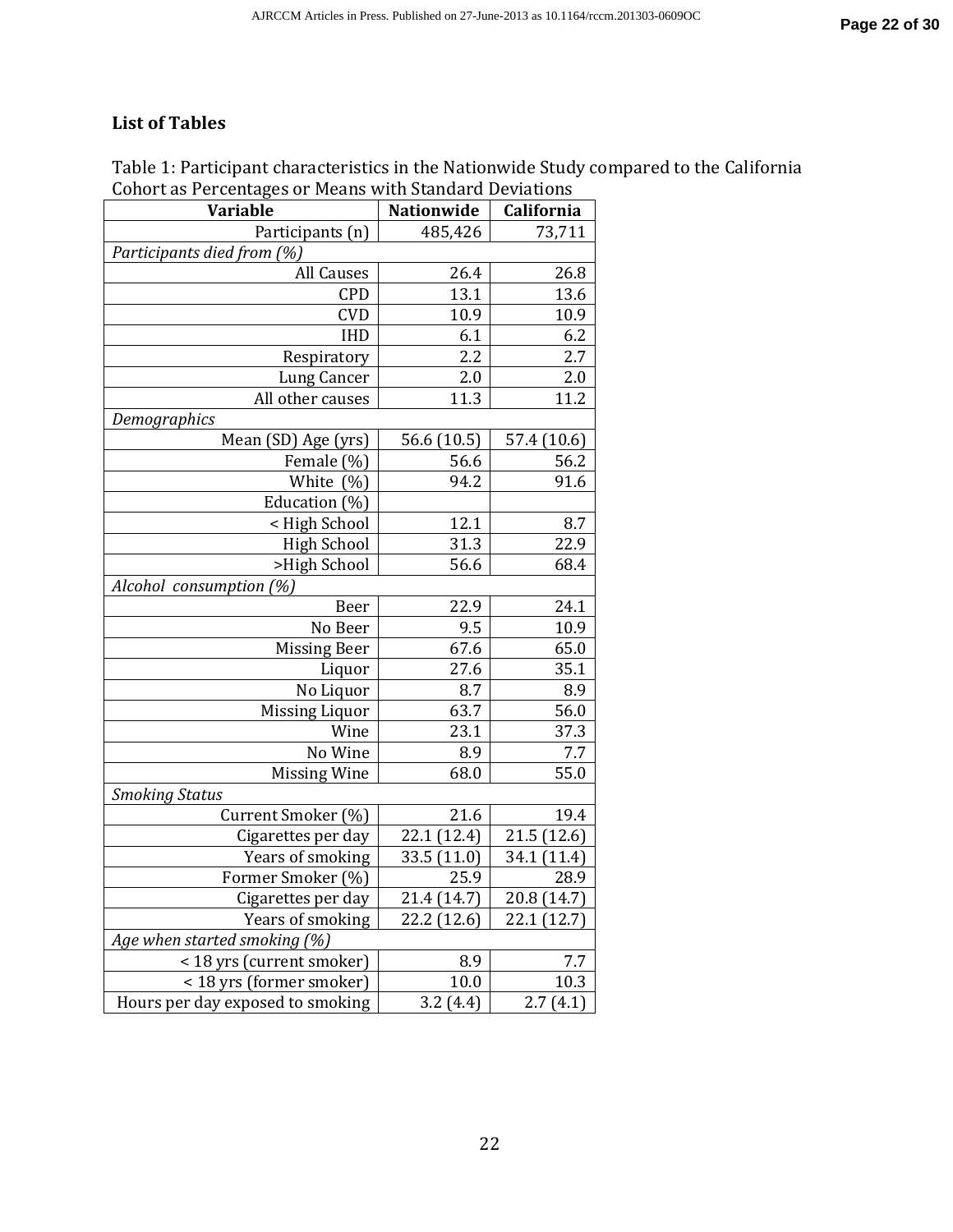## List of Tables

Table 1: Participant characteristics in the Nationwide Study compared to the California Cohort as Percentages or Means with Standard Deviations

| Variable | Nationwide | California |
|---|---|---|
| Participants (n) | 485,426 | 73,711 |
| *Participants died from (%)* | | |
| All Causes | 26.4 | 26.8 |
| CPD | 13.1 | 13.6 |
| CVD | 10.9 | 10.9 |
| IHD | 6.1 | 6.2 |
| Respiratory | 2.2 | 2.7 |
| Lung Cancer | 2.0 | 2.0 |
| All other causes | 11.3 | 11.2 |
| *Demographics* | | |
| Mean (SD) Age (yrs) | 56.6 (10.5) | 57.4 (10.6) |
| Female (%) | 56.6 | 56.2 |
| White (%) | 94.2 | 91.6 |
| Education (%) | | |
| < High School | 12.1 | 8.7 |
| High School | 31.3 | 22.9 |
| >High School | 56.6 | 68.4 |
| *Alcohol consumption (%)* | | |
| Beer | 22.9 | 24.1 |
| No Beer | 9.5 | 10.9 |
| Missing Beer | 67.6 | 65.0 |
| Liquor | 27.6 | 35.1 |
| No Liquor | 8.7 | 8.9 |
| Missing Liquor | 63.7 | 56.0 |
| Wine | 23.1 | 37.3 |
| No Wine | 8.9 | 7.7 |
| Missing Wine | 68.0 | 55.0 |
| *Smoking Status* | | |
| Current Smoker (%) | 21.6 | 19.4 |
| Cigarettes per day | 22.1 (12.4) | 21.5 (12.6) |
| Years of smoking | 33.5 (11.0) | 34.1 (11.4) |
| Former Smoker (%) | 25.9 | 28.9 |
| Cigarettes per day | 21.4 (14.7) | 20.8 (14.7) |
| Years of smoking | 22.2 (12.6) | 22.1 (12.7) |
| *Age when started smoking (%)* | | |
| < 18 yrs (current smoker) | 8.9 | 7.7 |
| < 18 yrs (former smoker) | 10.0 | 10.3 |
| Hours per day exposed to smoking | 3.2 (4.4) | 2.7 (4.1) |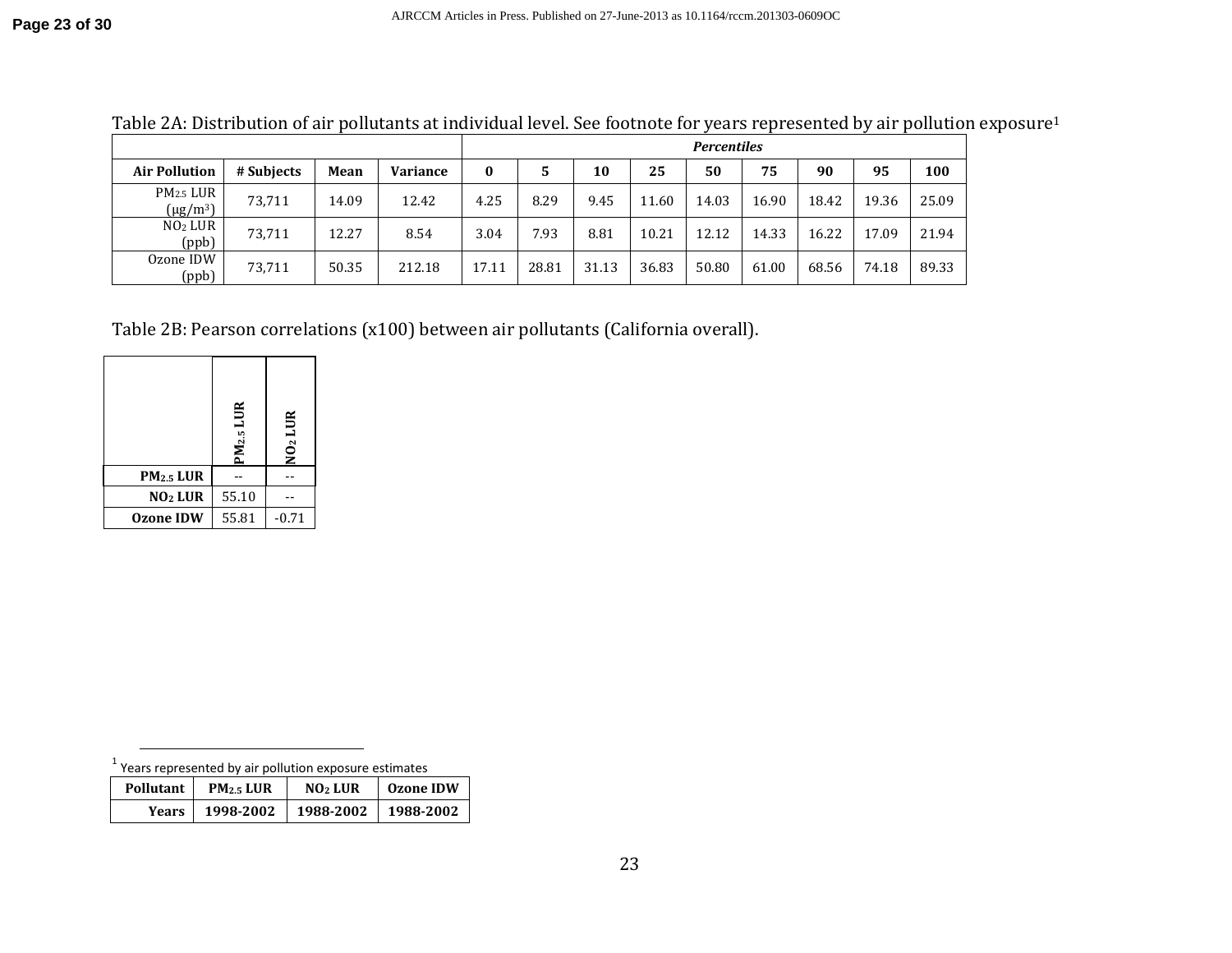Table 2A: Distribution of air pollutants at individual level. See footnote for years represented by air pollution exposure[1]

| | | | | Percentiles | | | | | | | | |
|---|---|---|---|---|---|---|---|---|---|---|---|---|
| **Air Pollution** | **# Subjects** | **Mean** | **Variance** | **0** | **5** | **10** | **25** | **50** | **75** | **90** | **95** | **100** |
| $PM_{2.5}$ LUR ($\mu g/m^3$) | 73,711 | 14.09 | 12.42 | 4.25 | 8.29 | 9.45 | 11.60 | 14.03 | 16.90 | 18.42 | 19.36 | 25.09 |
| $NO_2$ LUR (ppb) | 73,711 | 12.27 | 8.54 | 3.04 | 7.93 | 8.81 | 10.21 | 12.12 | 14.33 | 16.22 | 17.09 | 21.94 |
| Ozone IDW (ppb) | 73,711 | 50.35 | 212.18 | 17.11 | 28.81 | 31.13 | 36.83 | 50.80 | 61.00 | 68.56 | 74.18 | 89.33 |

Table 2B: Pearson correlations (x100) between air pollutants (California overall).

| | **$PM_{2.5}$ LUR** | **$NO_2$ LUR** |
|---|---|---|
| **$PM_{2.5}$ LUR** | -- | -- |
| **$NO_2$ LUR** | 55.10 | -- |
| **Ozone IDW** | 55.81 | -0.71 |

[1] Years represented by air pollution exposure estimates

| **Pollutant** | **$PM_{2.5}$ LUR** | **$NO_2$ LUR** | **Ozone IDW** |
|---|---|---|---|
| **Years** | **1998-2002** | **1988-2002** | **1988-2002** |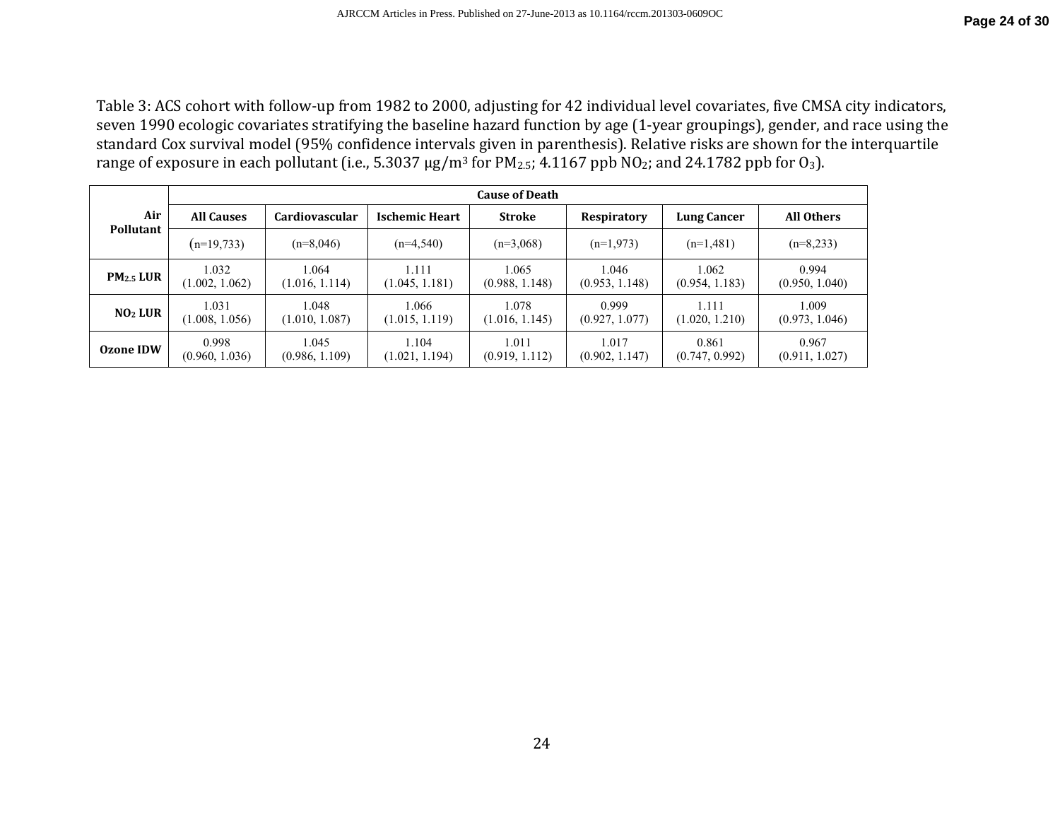Table 3: ACS cohort with follow-up from 1982 to 2000, adjusting for 42 individual level covariates, five CMSA city indicators, seven 1990 ecologic covariates stratifying the baseline hazard function by age (1-year groupings), gender, and race using the standard Cox survival model (95% confidence intervals given in parenthesis). Relative risks are shown for the interquartile range of exposure in each pollutant (i.e., 5.3037 μg/m³ for $PM_{2.5}$; 4.1167 ppb $NO_2$; and 24.1782 ppb for $O_3$).

| Air Pollutant | Cause of Death | | | | | | |
|---|---|---|---|---|---|---|---|
| | All Causes | Cardiovascular | Ischemic Heart | Stroke | Respiratory | Lung Cancer | All Others |
| | (n=19,733) | (n=8,046) | (n=4,540) | (n=3,068) | (n=1,973) | (n=1,481) | (n=8,233) |
| **$PM_{2.5}$ LUR** | 1.032 (1.002, 1.062) | 1.064 (1.016, 1.114) | 1.111 (1.045, 1.181) | 1.065 (0.988, 1.148) | 1.046 (0.953, 1.148) | 1.062 (0.954, 1.183) | 0.994 (0.950, 1.040) |
| **$NO_2$ LUR** | 1.031 (1.008, 1.056) | 1.048 (1.010, 1.087) | 1.066 (1.015, 1.119) | 1.078 (1.016, 1.145) | 0.999 (0.927, 1.077) | 1.111 (1.020, 1.210) | 1.009 (0.973, 1.046) |
| **Ozone IDW** | 0.998 (0.960, 1.036) | 1.045 (0.986, 1.109) | 1.104 (1.021, 1.194) | 1.011 (0.919, 1.112) | 1.017 (0.902, 1.147) | 0.861 (0.747, 0.992) | 0.967 (0.911, 1.027) |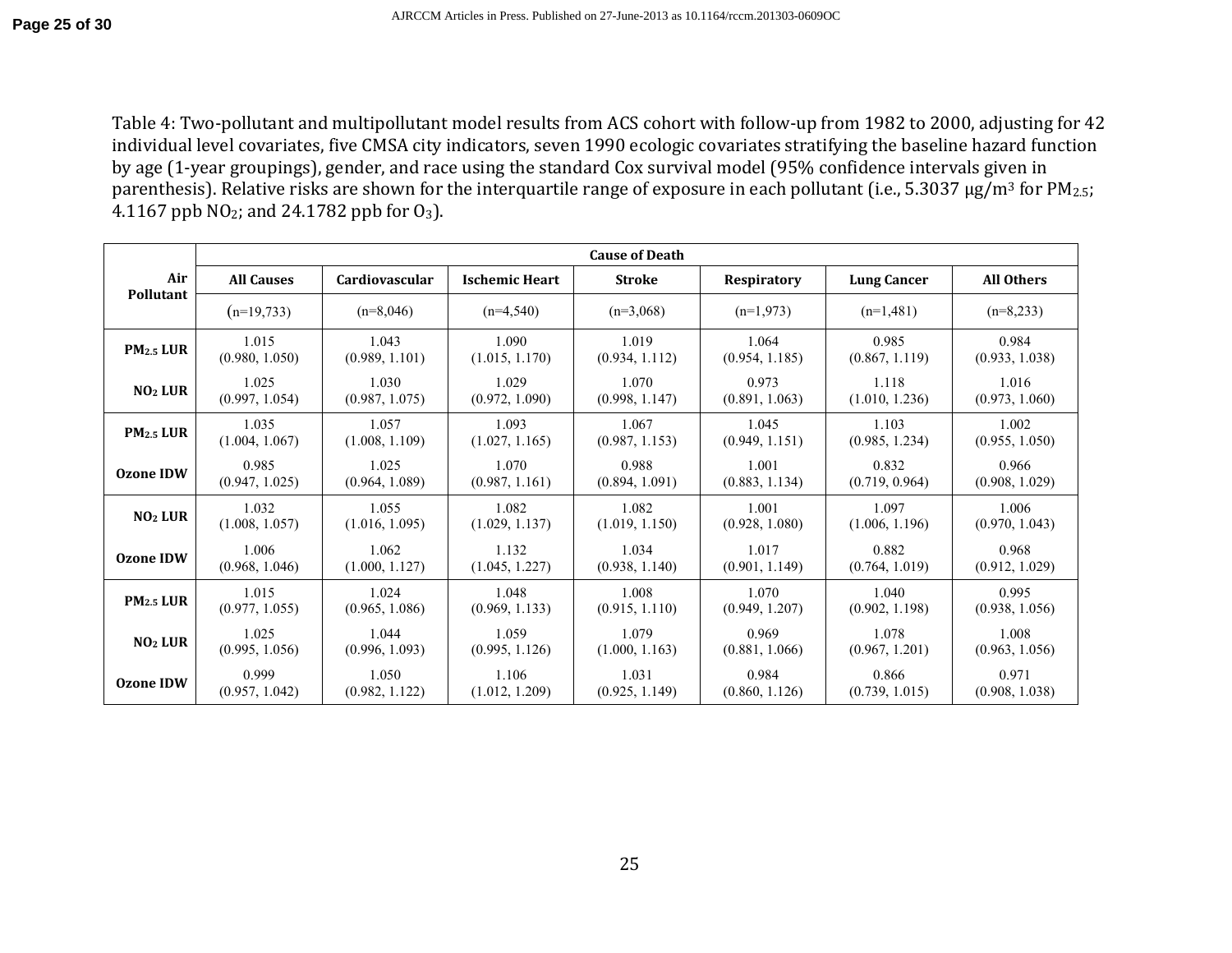Table 4: Two-pollutant and multipollutant model results from ACS cohort with follow-up from 1982 to 2000, adjusting for 42 individual level covariates, five CMSA city indicators, seven 1990 ecologic covariates stratifying the baseline hazard function by age (1-year groupings), gender, and race using the standard Cox survival model (95% confidence intervals given in parenthesis). Relative risks are shown for the interquartile range of exposure in each pollutant (i.e., 5.3037 μg/m³ for $PM_{2.5}$; 4.1167 ppb $NO_2$; and 24.1782 ppb for $O_3$).

| Air Pollutant | Cause of Death | | | | | | |
|---|---|---|---|---|---|---|---|
| | All Causes | Cardiovascular | Ischemic Heart | Stroke | Respiratory | Lung Cancer | All Others |
| | (n=19,733) | (n=8,046) | (n=4,540) | (n=3,068) | (n=1,973) | (n=1,481) | (n=8,233) |
| $PM_{2.5}$ LUR | 1.015 (0.980, 1.050) | 1.043 (0.989, 1.101) | 1.090 (1.015, 1.170) | 1.019 (0.934, 1.112) | 1.064 (0.954, 1.185) | 0.985 (0.867, 1.119) | 0.984 (0.933, 1.038) |
| $NO_2$ LUR | 1.025 (0.997, 1.054) | 1.030 (0.987, 1.075) | 1.029 (0.972, 1.090) | 1.070 (0.998, 1.147) | 0.973 (0.891, 1.063) | 1.118 (1.010, 1.236) | 1.016 (0.973, 1.060) |
| $PM_{2.5}$ LUR | 1.035 (1.004, 1.067) | 1.057 (1.008, 1.109) | 1.093 (1.027, 1.165) | 1.067 (0.987, 1.153) | 1.045 (0.949, 1.151) | 1.103 (0.985, 1.234) | 1.002 (0.955, 1.050) |
| Ozone IDW | 0.985 (0.947, 1.025) | 1.025 (0.964, 1.089) | 1.070 (0.987, 1.161) | 0.988 (0.894, 1.091) | 1.001 (0.883, 1.134) | 0.832 (0.719, 0.964) | 0.966 (0.908, 1.029) |
| $NO_2$ LUR | 1.032 (1.008, 1.057) | 1.055 (1.016, 1.095) | 1.082 (1.029, 1.137) | 1.082 (1.019, 1.150) | 1.001 (0.928, 1.080) | 1.097 (1.006, 1.196) | 1.006 (0.970, 1.043) |
| Ozone IDW | 1.006 (0.968, 1.046) | 1.062 (1.000, 1.127) | 1.132 (1.045, 1.227) | 1.034 (0.938, 1.140) | 1.017 (0.901, 1.149) | 0.882 (0.764, 1.019) | 0.968 (0.912, 1.029) |
| $PM_{2.5}$ LUR | 1.015 (0.977, 1.055) | 1.024 (0.965, 1.086) | 1.048 (0.969, 1.133) | 1.008 (0.915, 1.110) | 1.070 (0.949, 1.207) | 1.040 (0.902, 1.198) | 0.995 (0.938, 1.056) |
| $NO_2$ LUR | 1.025 (0.995, 1.056) | 1.044 (0.996, 1.093) | 1.059 (0.995, 1.126) | 1.079 (1.000, 1.163) | 0.969 (0.881, 1.066) | 1.078 (0.967, 1.201) | 1.008 (0.963, 1.056) |
| Ozone IDW | 0.999 (0.957, 1.042) | 1.050 (0.982, 1.122) | 1.106 (1.012, 1.209) | 1.031 (0.925, 1.149) | 0.984 (0.860, 1.126) | 0.866 (0.739, 1.015) | 0.971 (0.908, 1.038) |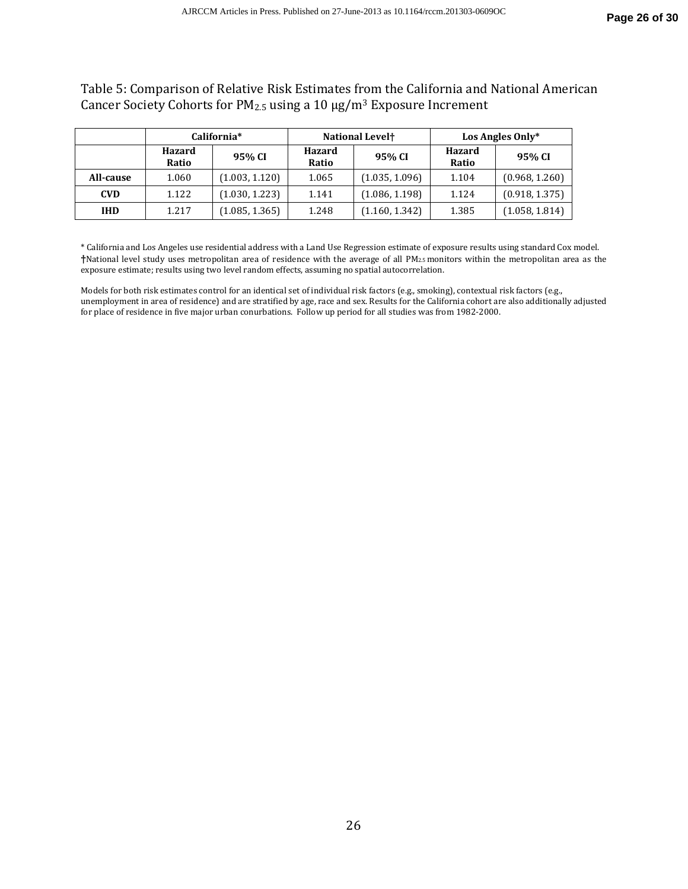Table 5: Comparison of Relative Risk Estimates from the California and National American Cancer Society Cohorts for $PM_{2.5}$ using a 10 μg/m$^3$ Exposure Increment

| | California* | | National Level† | | Los Angles Only* | |
|---|---|---|---|---|---|---|
| | **Hazard Ratio** | **95% CI** | **Hazard Ratio** | **95% CI** | **Hazard Ratio** | **95% CI** |
| **All-cause** | 1.060 | (1.003, 1.120) | 1.065 | (1.035, 1.096) | 1.104 | (0.968, 1.260) |
| **CVD** | 1.122 | (1.030, 1.223) | 1.141 | (1.086, 1.198) | 1.124 | (0.918, 1.375) |
| **IHD** | 1.217 | (1.085, 1.365) | 1.248 | (1.160, 1.342) | 1.385 | (1.058, 1.814) |

* California and Los Angeles use residential address with a Land Use Regression estimate of exposure results using standard Cox model.
†National level study uses metropolitan area of residence with the average of all $PM_{2.5}$ monitors within the metropolitan area as the exposure estimate; results using two level random effects, assuming no spatial autocorrelation.

Models for both risk estimates control for an identical set of individual risk factors (e.g., smoking), contextual risk factors (e.g., unemployment in area of residence) and are stratified by age, race and sex. Results for the California cohort are also additionally adjusted for place of residence in five major urban conurbations. Follow up period for all studies was from 1982-2000.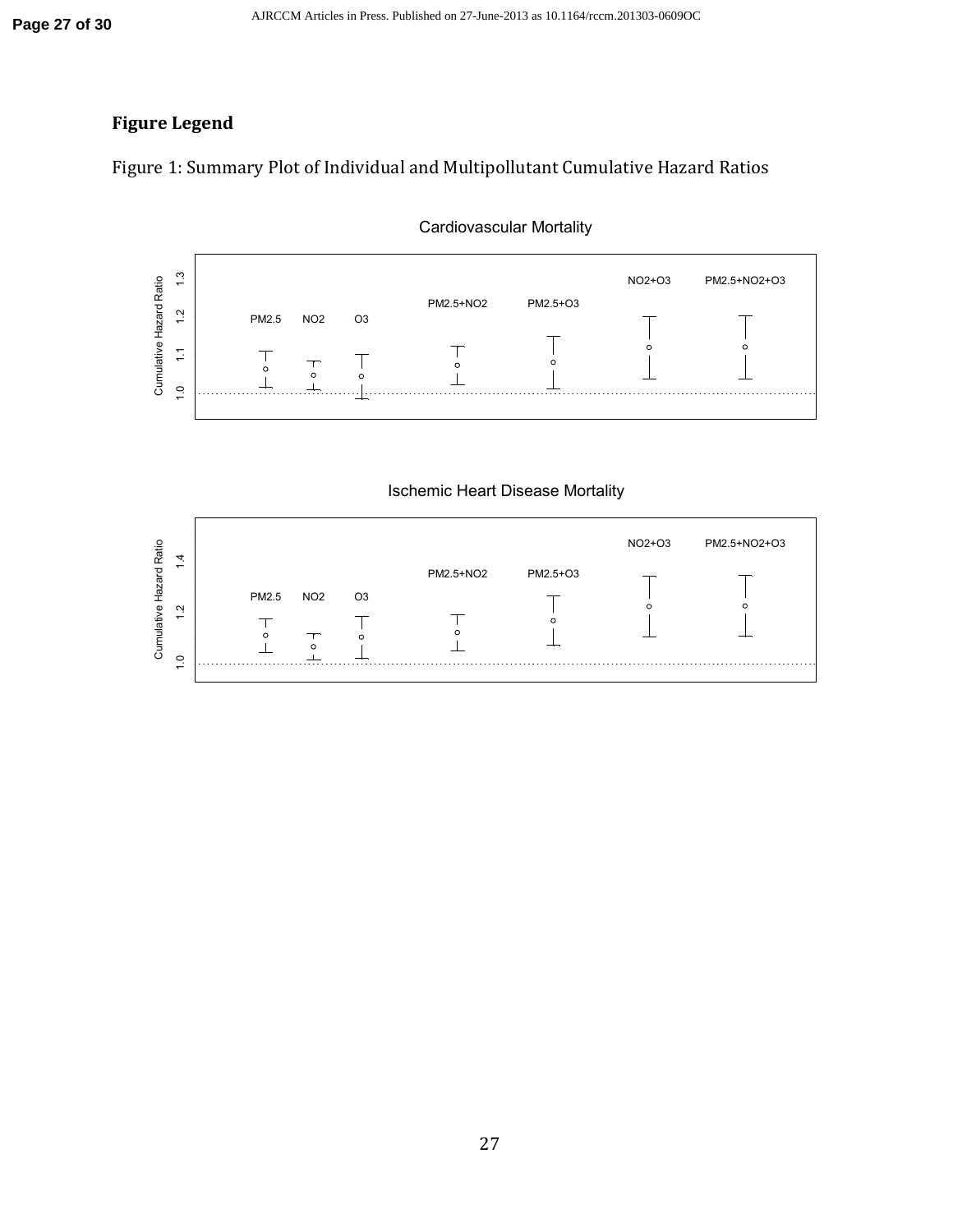## Figure Legend

Figure 1: Summary Plot of Individual and Multipollutant Cumulative Hazard Ratios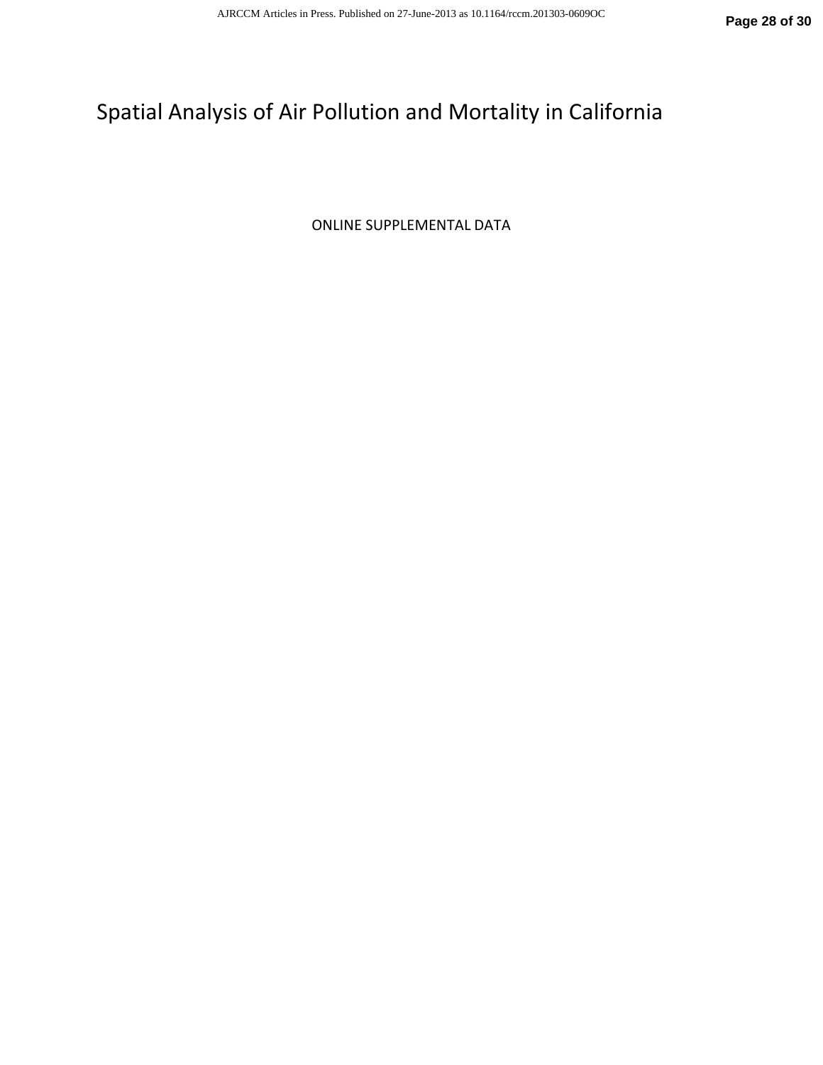# Spatial Analysis of Air Pollution and Mortality in California

ONLINE SUPPLEMENTAL DATA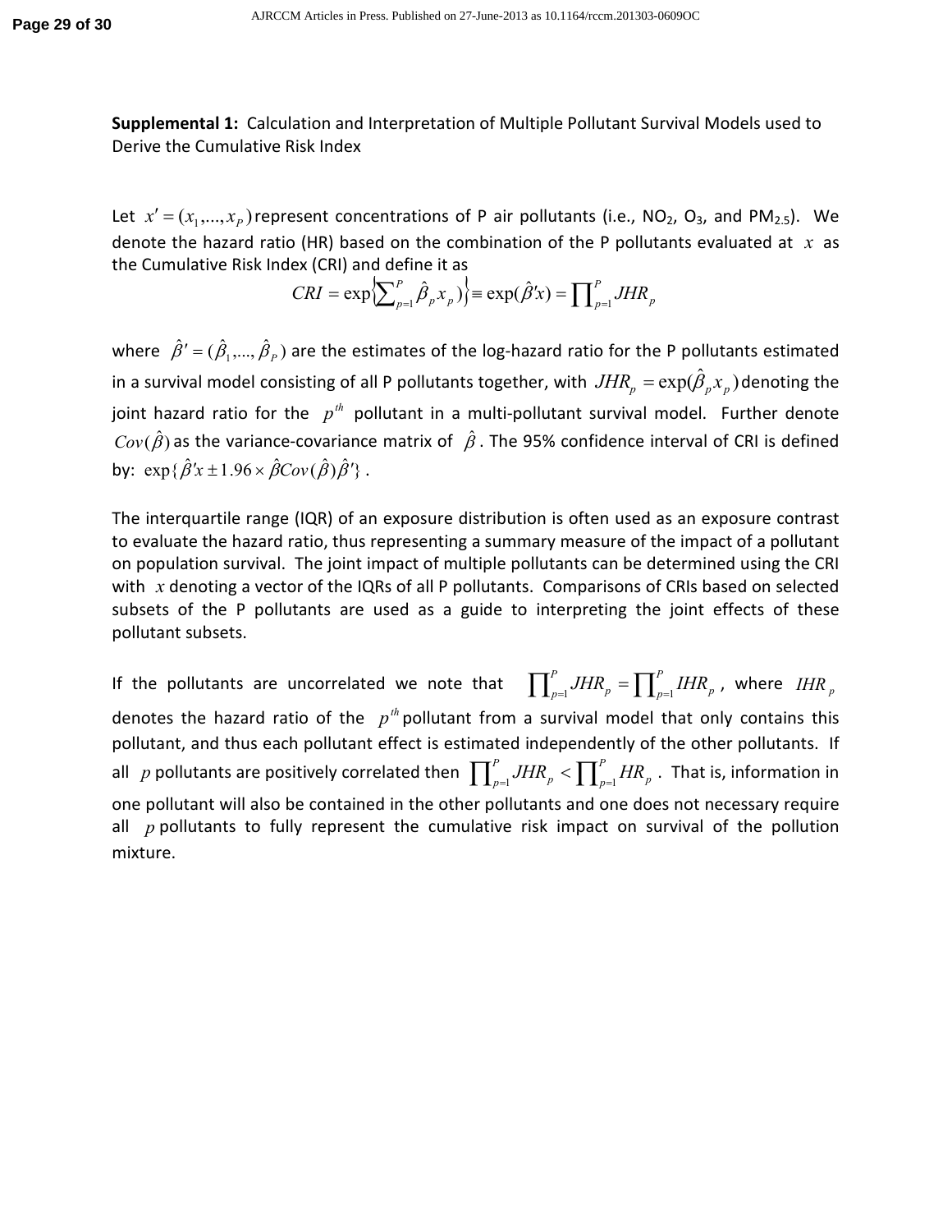**Supplemental 1:** Calculation and Interpretation of Multiple Pollutant Survival Models used to Derive the Cumulative Risk Index

Let $x' = (x_1,...,x_P)$ represent concentrations of P air pollutants (i.e., $NO_2$, $O_3$, and $PM_{2.5}$). We denote the hazard ratio (HR) based on the combination of the P pollutants evaluated at $x$ as the Cumulative Risk Index (CRI) and define it as

$$CRI = \exp\left\{\sum_{p=1}^{P} \hat{\beta}_p x_p)\right\} \equiv \exp(\hat{\beta}'x) = \prod_{p=1}^{P} JHR_p$$

where $\hat{\beta}' = (\hat{\beta}_1,..., \hat{\beta}_P)$ are the estimates of the log-hazard ratio for the P pollutants estimated in a survival model consisting of all P pollutants together, with $JHR_p = \exp(\hat{\beta}_p x_p)$ denoting the joint hazard ratio for the $p^{th}$ pollutant in a multi-pollutant survival model. Further denote $Cov(\hat{\beta})$ as the variance-covariance matrix of $\hat{\beta}$. The 95% confidence interval of CRI is defined by: $\exp\{\hat{\beta}'x \pm 1.96 \times \hat{\beta}Cov(\hat{\beta})\hat{\beta}'\}$.

The interquartile range (IQR) of an exposure distribution is often used as an exposure contrast to evaluate the hazard ratio, thus representing a summary measure of the impact of a pollutant on population survival. The joint impact of multiple pollutants can be determined using the CRI with $x$ denoting a vector of the IQRs of all P pollutants. Comparisons of CRIs based on selected subsets of the P pollutants are used as a guide to interpreting the joint effects of these pollutant subsets.

If the pollutants are uncorrelated we note that $\prod_{p=1}^{P} JHR_p = \prod_{p=1}^{P} IHR_p$, where $IHR_p$ denotes the hazard ratio of the $p^{th}$ pollutant from a survival model that only contains this pollutant, and thus each pollutant effect is estimated independently of the other pollutants. If all $p$ pollutants are positively correlated then $\prod_{p=1}^{P} JHR_p < \prod_{p=1}^{P} HR_p$. That is, information in one pollutant will also be contained in the other pollutants and one does not necessary require all $p$ pollutants to fully represent the cumulative risk impact on survival of the pollution mixture.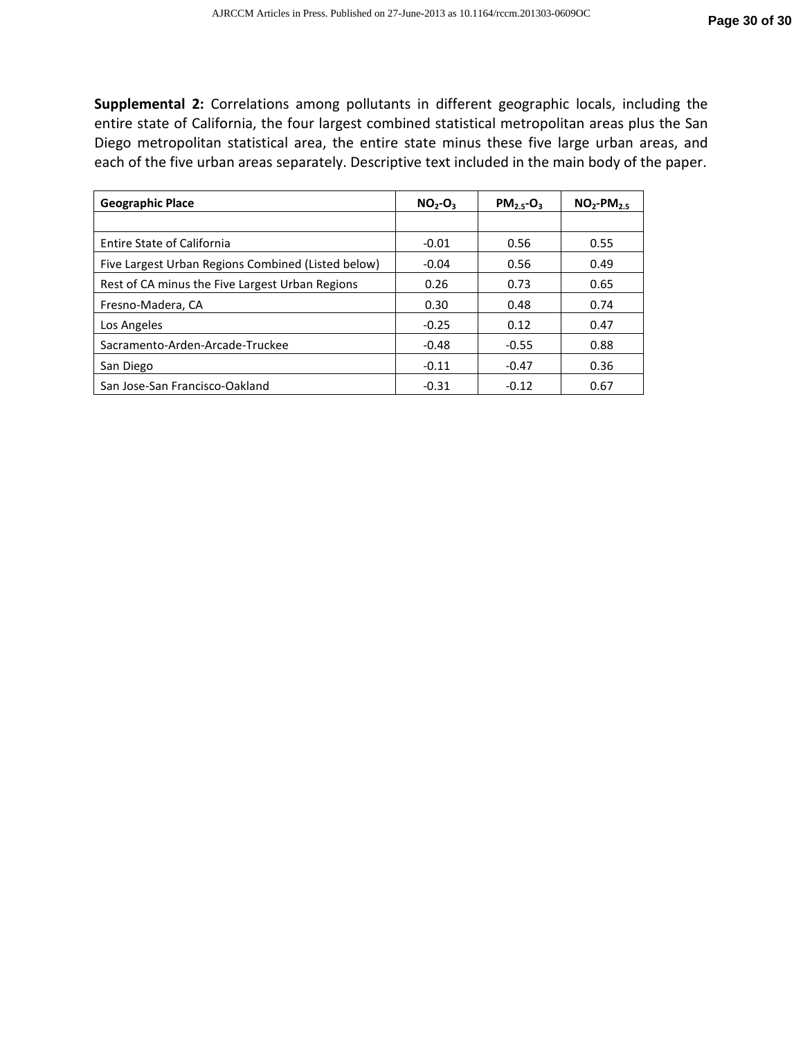**Supplemental 2:** Correlations among pollutants in different geographic locals, including the entire state of California, the four largest combined statistical metropolitan areas plus the San Diego metropolitan statistical area, the entire state minus these five large urban areas, and each of the five urban areas separately. Descriptive text included in the main body of the paper.

| Geographic Place | $NO_2$-$O_3$ | $PM_{2.5}$-$O_3$ | $NO_2$-$PM_{2.5}$ |
|---|---|---|---|
| | | | |
| Entire State of California | -0.01 | 0.56 | 0.55 |
| Five Largest Urban Regions Combined (Listed below) | -0.04 | 0.56 | 0.49 |
| Rest of CA minus the Five Largest Urban Regions | 0.26 | 0.73 | 0.65 |
| Fresno-Madera, CA | 0.30 | 0.48 | 0.74 |
| Los Angeles | -0.25 | 0.12 | 0.47 |
| Sacramento-Arden-Arcade-Truckee | -0.48 | -0.55 | 0.88 |
| San Diego | -0.11 | -0.47 | 0.36 |
| San Jose-San Francisco-Oakland | -0.31 | -0.12 | 0.67 |